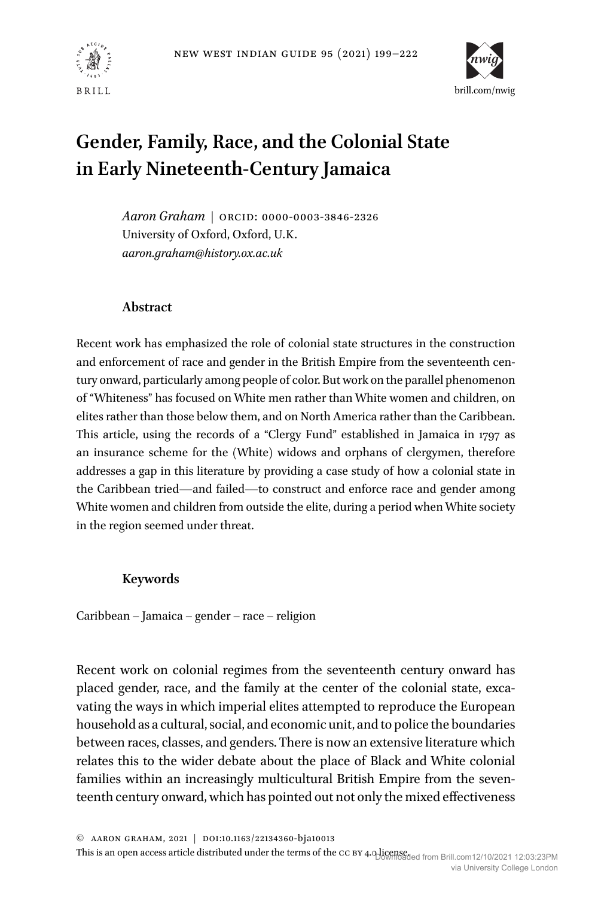# Gender, Family, Race, and the Colonial State in Early Nineteenth-Century Jamaica

*Aaron Graham* | ORCID: 0000-0003-3846-2326
University of Oxford, Oxford, U.K.
*aaron.graham@history.ox.ac.uk*

## Abstract

Recent work has emphasized the role of colonial state structures in the construction and enforcement of race and gender in the British Empire from the seventeenth century onward, particularly among people of color. But work on the parallel phenomenon of "Whiteness" has focused on White men rather than White women and children, on elites rather than those below them, and on North America rather than the Caribbean. This article, using the records of a "Clergy Fund" established in Jamaica in 1797 as an insurance scheme for the (White) widows and orphans of clergymen, therefore addresses a gap in this literature by providing a case study of how a colonial state in the Caribbean tried—and failed—to construct and enforce race and gender among White women and children from outside the elite, during a period when White society in the region seemed under threat.

## Keywords

Caribbean – Jamaica – gender – race – religion

Recent work on colonial regimes from the seventeenth century onward has placed gender, race, and the family at the center of the colonial state, excavating the ways in which imperial elites attempted to reproduce the European household as a cultural, social, and economic unit, and to police the boundaries between races, classes, and genders. There is now an extensive literature which relates this to the wider debate about the place of Black and White colonial families within an increasingly multicultural British Empire from the seventeenth century onward, which has pointed out not only the mixed effectiveness

© Aaron Graham, 2021 | DOI:10.1163/22134360-bja10013
This is an open access article distributed under the terms of the CC BY 4.0 license.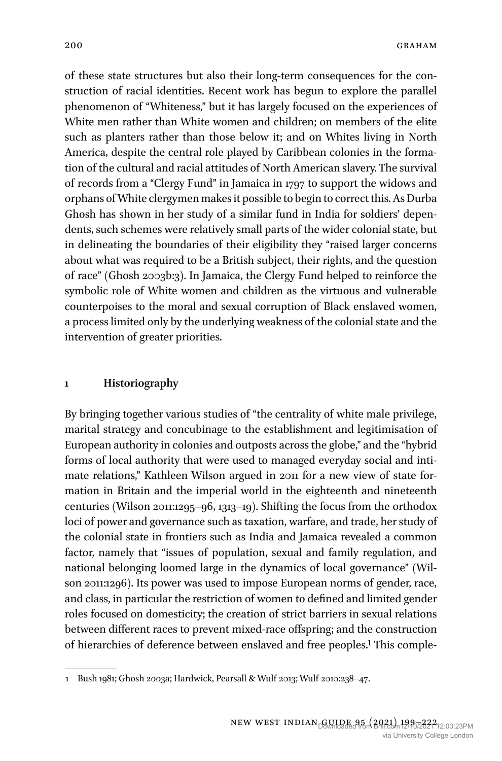of these state structures but also their long-term consequences for the construction of racial identities. Recent work has begun to explore the parallel phenomenon of "Whiteness," but it has largely focused on the experiences of White men rather than White women and children; on members of the elite such as planters rather than those below it; and on Whites living in North America, despite the central role played by Caribbean colonies in the formation of the cultural and racial attitudes of North American slavery. The survival of records from a "Clergy Fund" in Jamaica in 1797 to support the widows and orphans of White clergymen makes it possible to begin to correct this. As Durba Ghosh has shown in her study of a similar fund in India for soldiers' dependents, such schemes were relatively small parts of the wider colonial state, but in delineating the boundaries of their eligibility they "raised larger concerns about what was required to be a British subject, their rights, and the question of race" (Ghosh 2003b:3). In Jamaica, the Clergy Fund helped to reinforce the symbolic role of White women and children as the virtuous and vulnerable counterpoises to the moral and sexual corruption of Black enslaved women, a process limited only by the underlying weakness of the colonial state and the intervention of greater priorities.

## 1 Historiography

By bringing together various studies of "the centrality of white male privilege, marital strategy and concubinage to the establishment and legitimisation of European authority in colonies and outposts across the globe," and the "hybrid forms of local authority that were used to managed everyday social and intimate relations," Kathleen Wilson argued in 2011 for a new view of state formation in Britain and the imperial world in the eighteenth and nineteenth centuries (Wilson 2011:1295–96, 1313–19). Shifting the focus from the orthodox loci of power and governance such as taxation, warfare, and trade, her study of the colonial state in frontiers such as India and Jamaica revealed a common factor, namely that "issues of population, sexual and family regulation, and national belonging loomed large in the dynamics of local governance" (Wilson 2011:1296). Its power was used to impose European norms of gender, race, and class, in particular the restriction of women to defined and limited gender roles focused on domesticity; the creation of strict barriers in sexual relations between different races to prevent mixed-race offspring; and the construction of hierarchies of deference between enslaved and free peoples.[1] This comple-

---

1 Bush 1981; Ghosh 2003a; Hardwick, Pearsall & Wulf 2013; Wulf 2010:238–47.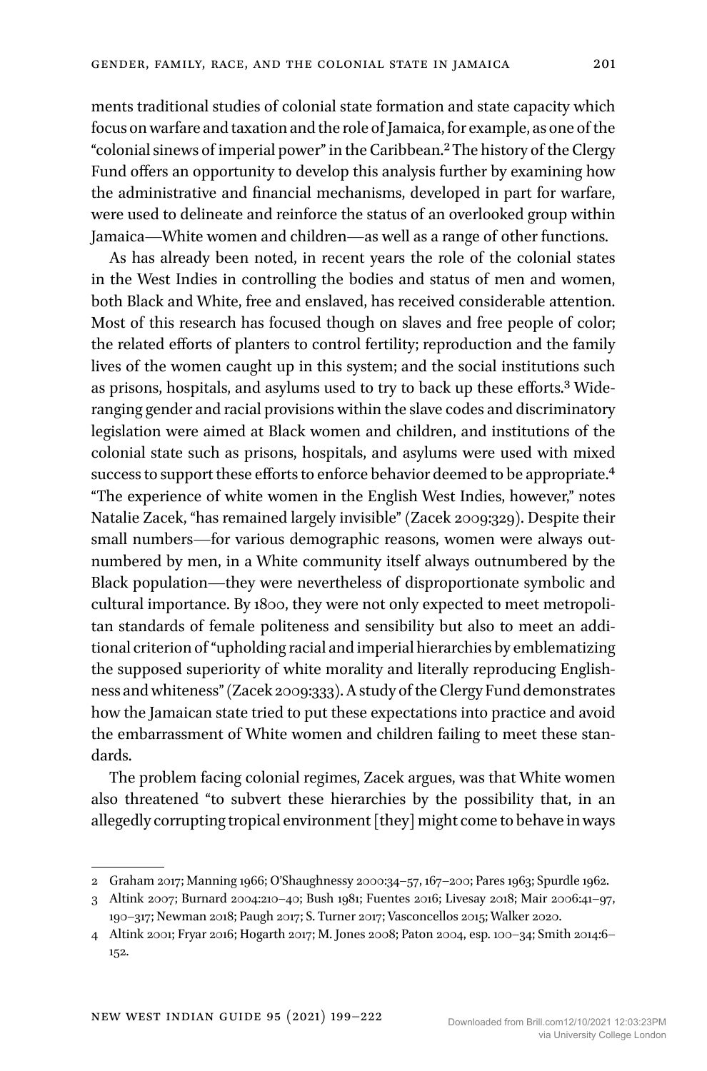ments traditional studies of colonial state formation and state capacity which focus on warfare and taxation and the role of Jamaica, for example, as one of the "colonial sinews of imperial power" in the Caribbean.[2] The history of the Clergy Fund offers an opportunity to develop this analysis further by examining how the administrative and financial mechanisms, developed in part for warfare, were used to delineate and reinforce the status of an overlooked group within Jamaica—White women and children—as well as a range of other functions.

As has already been noted, in recent years the role of the colonial states in the West Indies in controlling the bodies and status of men and women, both Black and White, free and enslaved, has received considerable attention. Most of this research has focused though on slaves and free people of color; the related efforts of planters to control fertility; reproduction and the family lives of the women caught up in this system; and the social institutions such as prisons, hospitals, and asylums used to try to back up these efforts.[3] Wide-ranging gender and racial provisions within the slave codes and discriminatory legislation were aimed at Black women and children, and institutions of the colonial state such as prisons, hospitals, and asylums were used with mixed success to support these efforts to enforce behavior deemed to be appropriate.[4] "The experience of white women in the English West Indies, however," notes Natalie Zacek, "has remained largely invisible" (Zacek 2009:329). Despite their small numbers—for various demographic reasons, women were always outnumbered by men, in a White community itself always outnumbered by the Black population—they were nevertheless of disproportionate symbolic and cultural importance. By 1800, they were not only expected to meet metropolitan standards of female politeness and sensibility but also to meet an additional criterion of "upholding racial and imperial hierarchies by emblematizing the supposed superiority of white morality and literally reproducing Englishness and whiteness" (Zacek 2009:333). A study of the Clergy Fund demonstrates how the Jamaican state tried to put these expectations into practice and avoid the embarrassment of White women and children failing to meet these standards.

The problem facing colonial regimes, Zacek argues, was that White women also threatened "to subvert these hierarchies by the possibility that, in an allegedly corrupting tropical environment [they] might come to behave in ways

---

2 Graham 2017; Manning 1966; O'Shaughnessy 2000:34–57, 167–200; Pares 1963; Spurdle 1962.

3 Altink 2007; Burnard 2004:210–40; Bush 1981; Fuentes 2016; Livesay 2018; Mair 2006:41–97, 190–317; Newman 2018; Paugh 2017; S. Turner 2017; Vasconcellos 2015; Walker 2020.

4 Altink 2001; Fryar 2016; Hogarth 2017; M. Jones 2008; Paton 2004, esp. 100–34; Smith 2014:6–152.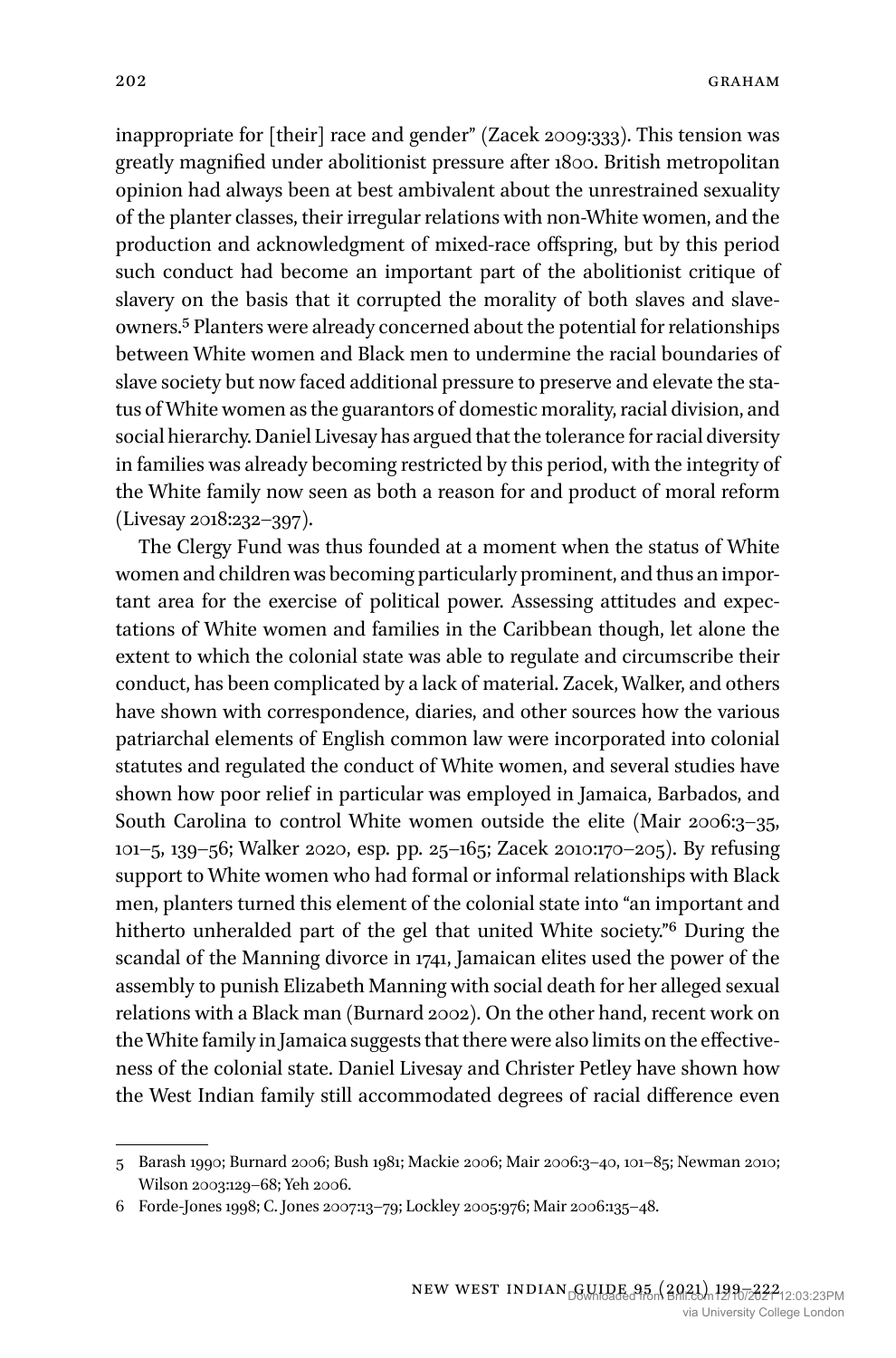inappropriate for [their] race and gender" (Zacek 2009:333). This tension was greatly magnified under abolitionist pressure after 1800. British metropolitan opinion had always been at best ambivalent about the unrestrained sexuality of the planter classes, their irregular relations with non-White women, and the production and acknowledgment of mixed-race offspring, but by this period such conduct had become an important part of the abolitionist critique of slavery on the basis that it corrupted the morality of both slaves and slave-owners.[5] Planters were already concerned about the potential for relationships between White women and Black men to undermine the racial boundaries of slave society but now faced additional pressure to preserve and elevate the status of White women as the guarantors of domestic morality, racial division, and social hierarchy. Daniel Livesay has argued that the tolerance for racial diversity in families was already becoming restricted by this period, with the integrity of the White family now seen as both a reason for and product of moral reform (Livesay 2018:232–397).

The Clergy Fund was thus founded at a moment when the status of White women and children was becoming particularly prominent, and thus an important area for the exercise of political power. Assessing attitudes and expectations of White women and families in the Caribbean though, let alone the extent to which the colonial state was able to regulate and circumscribe their conduct, has been complicated by a lack of material. Zacek, Walker, and others have shown with correspondence, diaries, and other sources how the various patriarchal elements of English common law were incorporated into colonial statutes and regulated the conduct of White women, and several studies have shown how poor relief in particular was employed in Jamaica, Barbados, and South Carolina to control White women outside the elite (Mair 2006:3–35, 101–5, 139–56; Walker 2020, esp. pp. 25–165; Zacek 2010:170–205). By refusing support to White women who had formal or informal relationships with Black men, planters turned this element of the colonial state into "an important and hitherto unheralded part of the gel that united White society."[6] During the scandal of the Manning divorce in 1741, Jamaican elites used the power of the assembly to punish Elizabeth Manning with social death for her alleged sexual relations with a Black man (Burnard 2002). On the other hand, recent work on the White family in Jamaica suggests that there were also limits on the effectiveness of the colonial state. Daniel Livesay and Christer Petley have shown how the West Indian family still accommodated degrees of racial difference even

---

5 Barash 1990; Burnard 2006; Bush 1981; Mackie 2006; Mair 2006:3–40, 101–85; Newman 2010; Wilson 2003:129–68; Yeh 2006.

6 Forde-Jones 1998; C. Jones 2007:13–79; Lockley 2005:976; Mair 2006:135–48.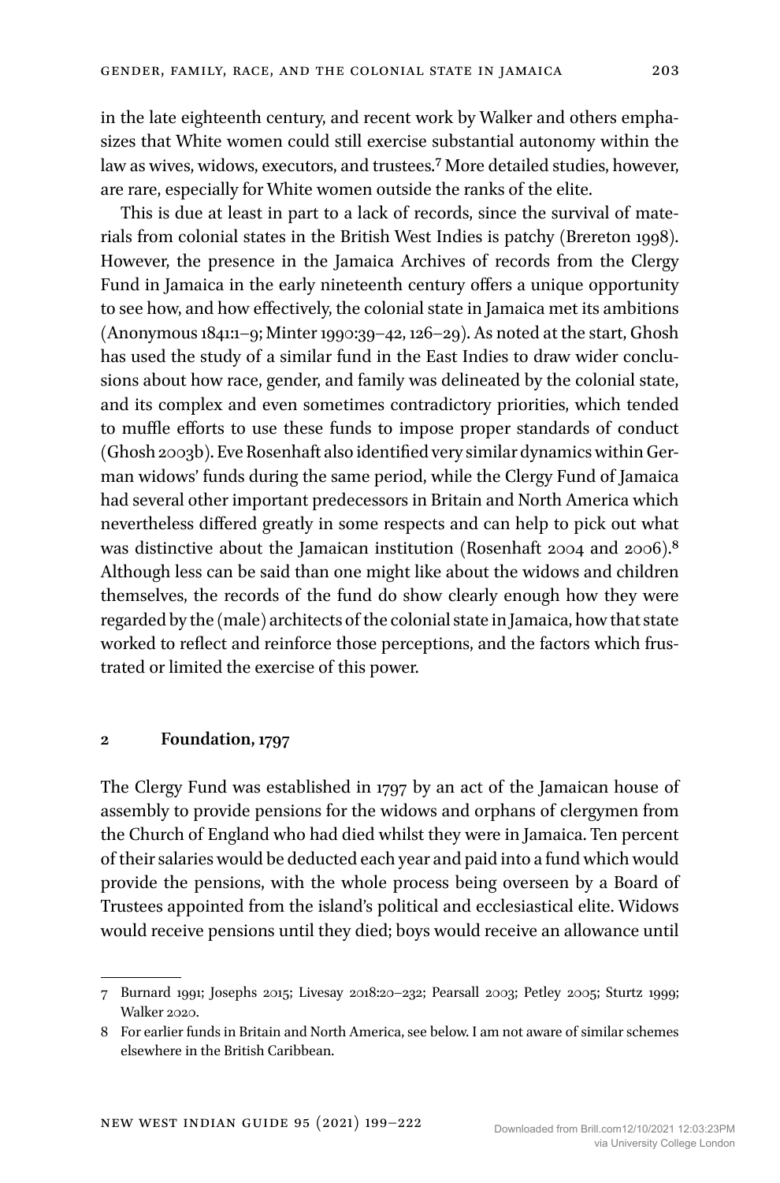in the late eighteenth century, and recent work by Walker and others emphasizes that White women could still exercise substantial autonomy within the law as wives, widows, executors, and trustees.[7] More detailed studies, however, are rare, especially for White women outside the ranks of the elite.

This is due at least in part to a lack of records, since the survival of materials from colonial states in the British West Indies is patchy (Brereton 1998). However, the presence in the Jamaica Archives of records from the Clergy Fund in Jamaica in the early nineteenth century offers a unique opportunity to see how, and how effectively, the colonial state in Jamaica met its ambitions (Anonymous 1841:1–9; Minter 1990:39–42, 126–29). As noted at the start, Ghosh has used the study of a similar fund in the East Indies to draw wider conclusions about how race, gender, and family was delineated by the colonial state, and its complex and even sometimes contradictory priorities, which tended to muffle efforts to use these funds to impose proper standards of conduct (Ghosh 2003b). Eve Rosenhaft also identified very similar dynamics within German widows' funds during the same period, while the Clergy Fund of Jamaica had several other important predecessors in Britain and North America which nevertheless differed greatly in some respects and can help to pick out what was distinctive about the Jamaican institution (Rosenhaft 2004 and 2006).[8] Although less can be said than one might like about the widows and children themselves, the records of the fund do show clearly enough how they were regarded by the (male) architects of the colonial state in Jamaica, how that state worked to reflect and reinforce those perceptions, and the factors which frustrated or limited the exercise of this power.

## 2 Foundation, 1797

The Clergy Fund was established in 1797 by an act of the Jamaican house of assembly to provide pensions for the widows and orphans of clergymen from the Church of England who had died whilst they were in Jamaica. Ten percent of their salaries would be deducted each year and paid into a fund which would provide the pensions, with the whole process being overseen by a Board of Trustees appointed from the island's political and ecclesiastical elite. Widows would receive pensions until they died; boys would receive an allowance until

---

7 Burnard 1991; Josephs 2015; Livesay 2018:20–232; Pearsall 2003; Petley 2005; Sturtz 1999; Walker 2020.

8 For earlier funds in Britain and North America, see below. I am not aware of similar schemes elsewhere in the British Caribbean.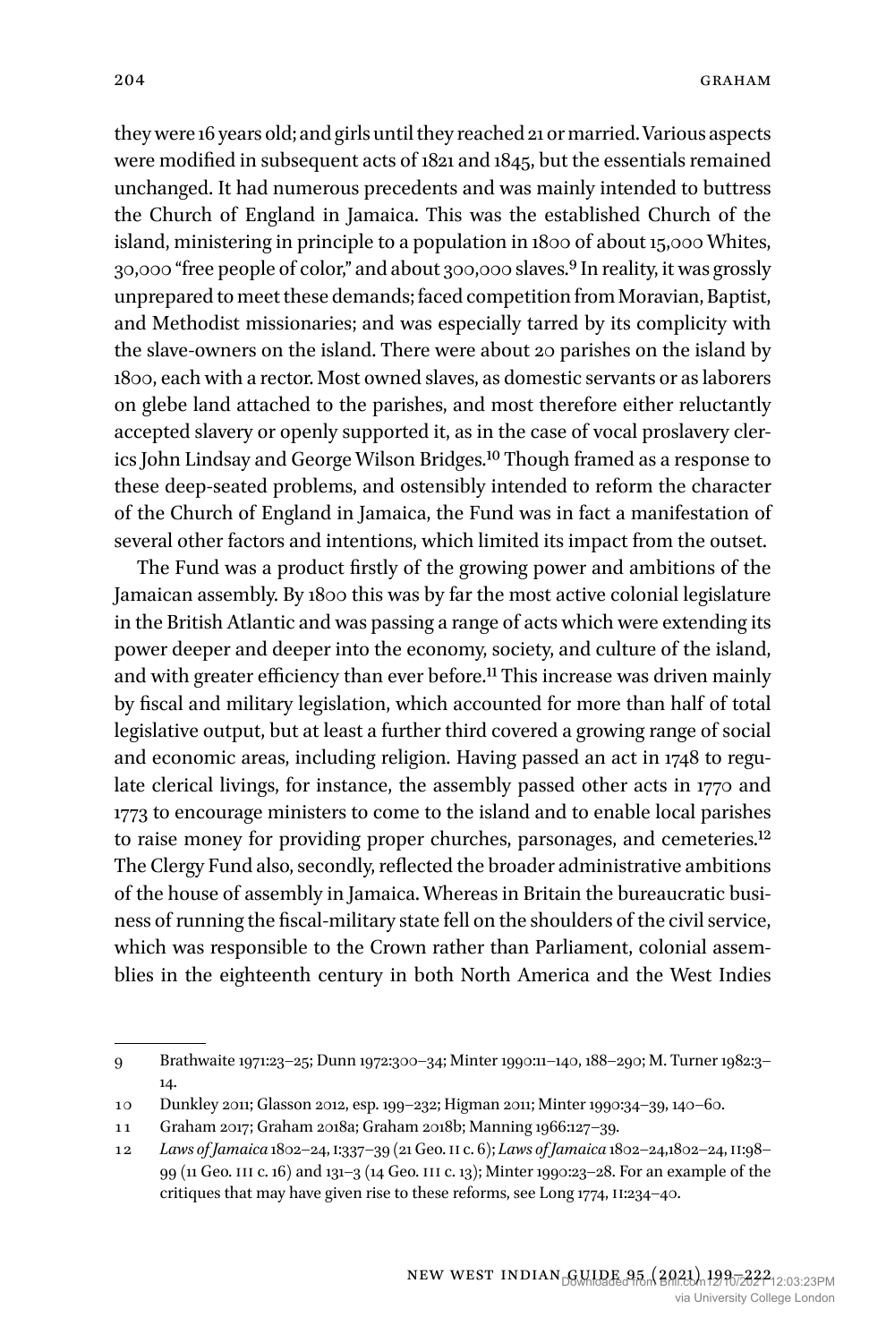they were 16 years old; and girls until they reached 21 or married. Various aspects were modified in subsequent acts of 1821 and 1845, but the essentials remained unchanged. It had numerous precedents and was mainly intended to buttress the Church of England in Jamaica. This was the established Church of the island, ministering in principle to a population in 1800 of about 15,000 Whites, 30,000 "free people of color," and about 300,000 slaves.[9] In reality, it was grossly unprepared to meet these demands; faced competition from Moravian, Baptist, and Methodist missionaries; and was especially tarred by its complicity with the slave-owners on the island. There were about 20 parishes on the island by 1800, each with a rector. Most owned slaves, as domestic servants or as laborers on glebe land attached to the parishes, and most therefore either reluctantly accepted slavery or openly supported it, as in the case of vocal proslavery clerics John Lindsay and George Wilson Bridges.[10] Though framed as a response to these deep-seated problems, and ostensibly intended to reform the character of the Church of England in Jamaica, the Fund was in fact a manifestation of several other factors and intentions, which limited its impact from the outset.

The Fund was a product firstly of the growing power and ambitions of the Jamaican assembly. By 1800 this was by far the most active colonial legislature in the British Atlantic and was passing a range of acts which were extending its power deeper and deeper into the economy, society, and culture of the island, and with greater efficiency than ever before.[11] This increase was driven mainly by fiscal and military legislation, which accounted for more than half of total legislative output, but at least a further third covered a growing range of social and economic areas, including religion. Having passed an act in 1748 to regulate clerical livings, for instance, the assembly passed other acts in 1770 and 1773 to encourage ministers to come to the island and to enable local parishes to raise money for providing proper churches, parsonages, and cemeteries.[12] The Clergy Fund also, secondly, reflected the broader administrative ambitions of the house of assembly in Jamaica. Whereas in Britain the bureaucratic business of running the fiscal-military state fell on the shoulders of the civil service, which was responsible to the Crown rather than Parliament, colonial assemblies in the eighteenth century in both North America and the West Indies

---

9 Brathwaite 1971:23–25; Dunn 1972:300–34; Minter 1990:11–140, 188–290; M. Turner 1982:3–14.

10 Dunkley 2011; Glasson 2012, esp. 199–232; Higman 2011; Minter 1990:34–39, 140–60.

11 Graham 2017; Graham 2018a; Graham 2018b; Manning 1966:127–39.

12 *Laws of Jamaica* 1802–24, I:337–39 (21 Geo. II c. 6); *Laws of Jamaica* 1802–24,1802–24, II:98–99 (11 Geo. III c. 16) and 131–3 (14 Geo. III c. 13); Minter 1990:23–28. For an example of the critiques that may have given rise to these reforms, see Long 1774, II:234–40.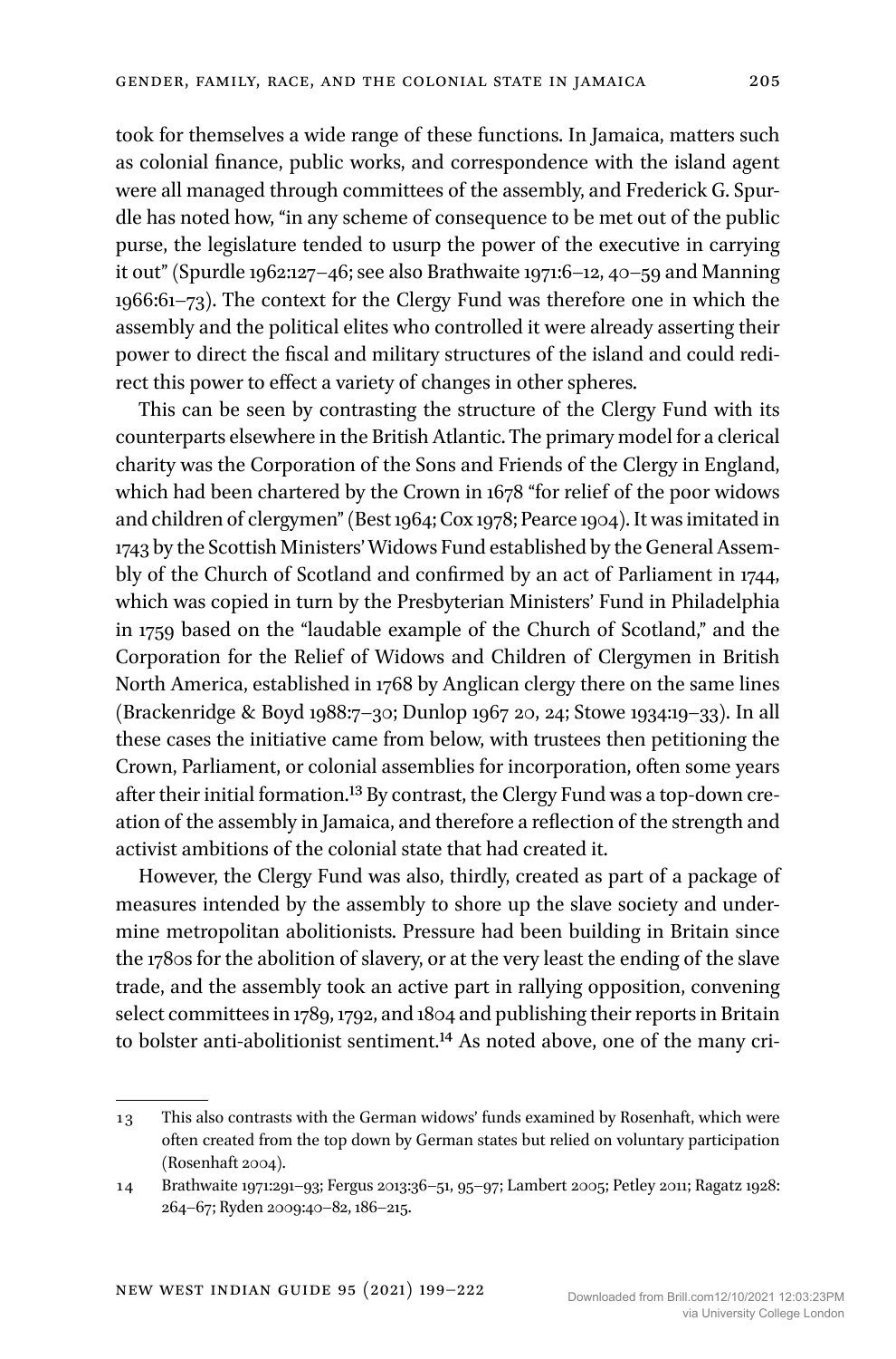took for themselves a wide range of these functions. In Jamaica, matters such as colonial finance, public works, and correspondence with the island agent were all managed through committees of the assembly, and Frederick G. Spurdle has noted how, "in any scheme of consequence to be met out of the public purse, the legislature tended to usurp the power of the executive in carrying it out" (Spurdle 1962:127–46; see also Brathwaite 1971:6–12, 40–59 and Manning 1966:61–73). The context for the Clergy Fund was therefore one in which the assembly and the political elites who controlled it were already asserting their power to direct the fiscal and military structures of the island and could redirect this power to effect a variety of changes in other spheres.

This can be seen by contrasting the structure of the Clergy Fund with its counterparts elsewhere in the British Atlantic. The primary model for a clerical charity was the Corporation of the Sons and Friends of the Clergy in England, which had been chartered by the Crown in 1678 "for relief of the poor widows and children of clergymen" (Best 1964; Cox 1978; Pearce 1904). It was imitated in 1743 by the Scottish Ministers' Widows Fund established by the General Assembly of the Church of Scotland and confirmed by an act of Parliament in 1744, which was copied in turn by the Presbyterian Ministers' Fund in Philadelphia in 1759 based on the "laudable example of the Church of Scotland," and the Corporation for the Relief of Widows and Children of Clergymen in British North America, established in 1768 by Anglican clergy there on the same lines (Brackenridge & Boyd 1988:7–30; Dunlop 1967 20, 24; Stowe 1934:19–33). In all these cases the initiative came from below, with trustees then petitioning the Crown, Parliament, or colonial assemblies for incorporation, often some years after their initial formation.[13] By contrast, the Clergy Fund was a top-down creation of the assembly in Jamaica, and therefore a reflection of the strength and activist ambitions of the colonial state that had created it.

However, the Clergy Fund was also, thirdly, created as part of a package of measures intended by the assembly to shore up the slave society and undermine metropolitan abolitionists. Pressure had been building in Britain since the 1780s for the abolition of slavery, or at the very least the ending of the slave trade, and the assembly took an active part in rallying opposition, convening select committees in 1789, 1792, and 1804 and publishing their reports in Britain to bolster anti-abolitionist sentiment.[14] As noted above, one of the many cri-

---

13 This also contrasts with the German widows' funds examined by Rosenhaft, which were often created from the top down by German states but relied on voluntary participation (Rosenhaft 2004).

14 Brathwaite 1971:291–93; Fergus 2013:36–51, 95–97; Lambert 2005; Petley 2011; Ragatz 1928: 264–67; Ryden 2009:40–82, 186–215.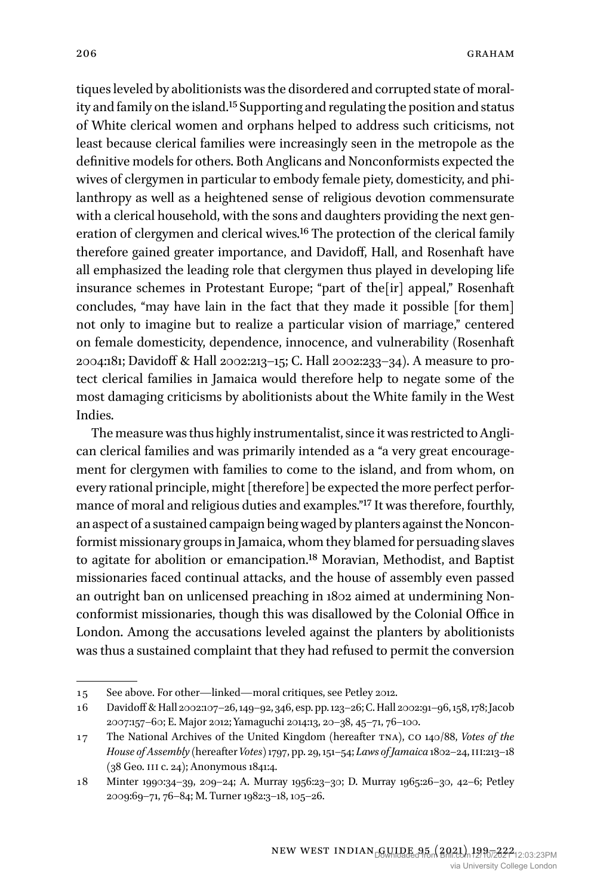tiques leveled by abolitionists was the disordered and corrupted state of morality and family on the island.[15] Supporting and regulating the position and status of White clerical women and orphans helped to address such criticisms, not least because clerical families were increasingly seen in the metropole as the definitive models for others. Both Anglicans and Nonconformists expected the wives of clergymen in particular to embody female piety, domesticity, and philanthropy as well as a heightened sense of religious devotion commensurate with a clerical household, with the sons and daughters providing the next generation of clergymen and clerical wives.[16] The protection of the clerical family therefore gained greater importance, and Davidoff, Hall, and Rosenhaft have all emphasized the leading role that clergymen thus played in developing life insurance schemes in Protestant Europe; "part of the[ir] appeal," Rosenhaft concludes, "may have lain in the fact that they made it possible [for them] not only to imagine but to realize a particular vision of marriage," centered on female domesticity, dependence, innocence, and vulnerability (Rosenhaft 2004:181; Davidoff & Hall 2002:213–15; C. Hall 2002:233–34). A measure to protect clerical families in Jamaica would therefore help to negate some of the most damaging criticisms by abolitionists about the White family in the West Indies.

The measure was thus highly instrumentalist, since it was restricted to Anglican clerical families and was primarily intended as a "a very great encouragement for clergymen with families to come to the island, and from whom, on every rational principle, might [therefore] be expected the more perfect performance of moral and religious duties and examples."[17] It was therefore, fourthly, an aspect of a sustained campaign being waged by planters against the Nonconformist missionary groups in Jamaica, whom they blamed for persuading slaves to agitate for abolition or emancipation.[18] Moravian, Methodist, and Baptist missionaries faced continual attacks, and the house of assembly even passed an outright ban on unlicensed preaching in 1802 aimed at undermining Nonconformist missionaries, though this was disallowed by the Colonial Office in London. Among the accusations leveled against the planters by abolitionists was thus a sustained complaint that they had refused to permit the conversion

---

15 See above. For other—linked—moral critiques, see Petley 2012.

16 Davidoff & Hall 2002:107–26, 149–92, 346, esp. pp. 123–26; C. Hall 2002:91–96, 158, 178; Jacob 2007:157–60; E. Major 2012; Yamaguchi 2014:13, 20–38, 45–71, 76–100.

17 The National Archives of the United Kingdom (hereafter TNA), CO 140/88, *Votes of the House of Assembly* (hereafter *Votes*) 1797, pp. 29, 151–54; *Laws of Jamaica* 1802–24, III:213–18 (38 Geo. III c. 24); Anonymous 1841:4.

18 Minter 1990:34–39, 209–24; A. Murray 1956:23–30; D. Murray 1965:26–30, 42–6; Petley 2009:69–71, 76–84; M. Turner 1982:3–18, 105–26.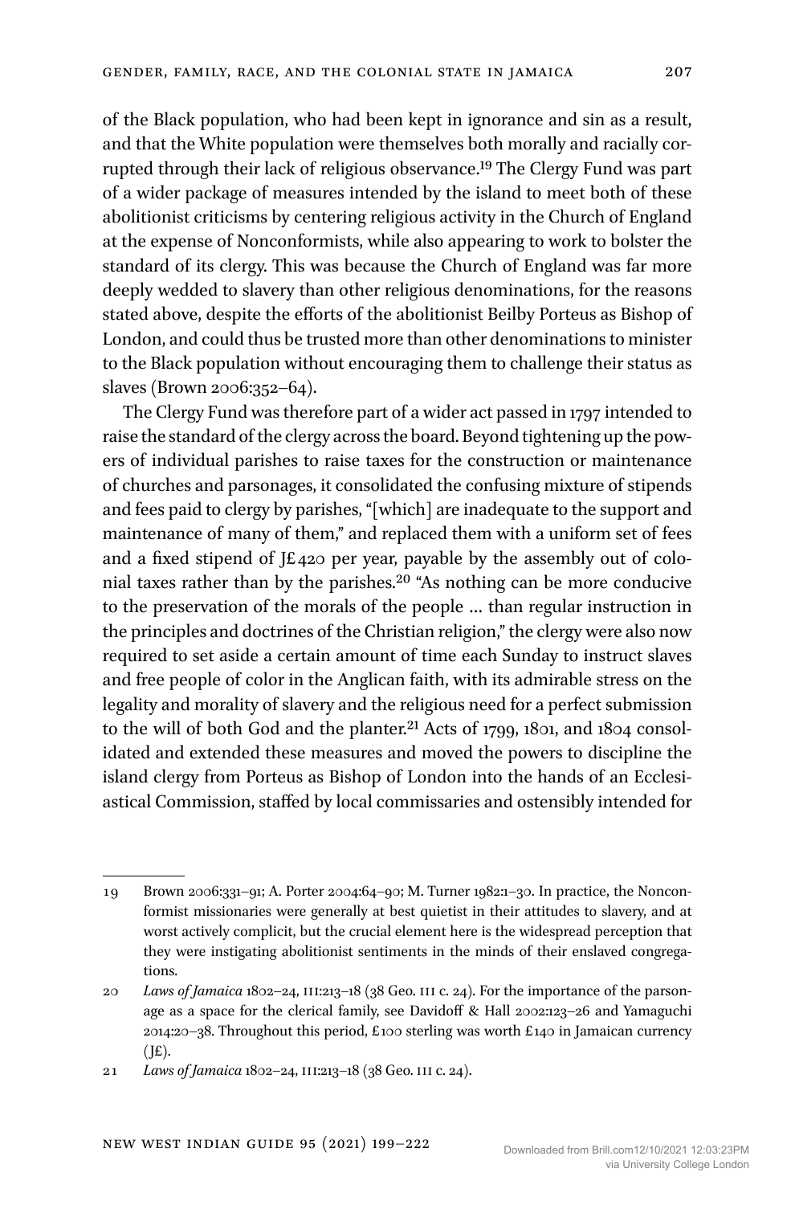of the Black population, who had been kept in ignorance and sin as a result, and that the White population were themselves both morally and racially corrupted through their lack of religious observance.[19] The Clergy Fund was part of a wider package of measures intended by the island to meet both of these abolitionist criticisms by centering religious activity in the Church of England at the expense of Nonconformists, while also appearing to work to bolster the standard of its clergy. This was because the Church of England was far more deeply wedded to slavery than other religious denominations, for the reasons stated above, despite the efforts of the abolitionist Beilby Porteus as Bishop of London, and could thus be trusted more than other denominations to minister to the Black population without encouraging them to challenge their status as slaves (Brown 2006:352–64).

The Clergy Fund was therefore part of a wider act passed in 1797 intended to raise the standard of the clergy across the board. Beyond tightening up the powers of individual parishes to raise taxes for the construction or maintenance of churches and parsonages, it consolidated the confusing mixture of stipends and fees paid to clergy by parishes, "[which] are inadequate to the support and maintenance of many of them," and replaced them with a uniform set of fees and a fixed stipend of J£420 per year, payable by the assembly out of colonial taxes rather than by the parishes.[20] "As nothing can be more conducive to the preservation of the morals of the people … than regular instruction in the principles and doctrines of the Christian religion," the clergy were also now required to set aside a certain amount of time each Sunday to instruct slaves and free people of color in the Anglican faith, with its admirable stress on the legality and morality of slavery and the religious need for a perfect submission to the will of both God and the planter.[21] Acts of 1799, 1801, and 1804 consolidated and extended these measures and moved the powers to discipline the island clergy from Porteus as Bishop of London into the hands of an Ecclesiastical Commission, staffed by local commissaries and ostensibly intended for

---

19 Brown 2006:331–91; A. Porter 2004:64–90; M. Turner 1982:1–30. In practice, the Nonconformist missionaries were generally at best quietist in their attitudes to slavery, and at worst actively complicit, but the crucial element here is the widespread perception that they were instigating abolitionist sentiments in the minds of their enslaved congregations.

20 *Laws of Jamaica* 1802–24, III:213–18 (38 Geo. III c. 24). For the importance of the parsonage as a space for the clerical family, see Davidoff & Hall 2002:123–26 and Yamaguchi 2014:20–38. Throughout this period, £100 sterling was worth £140 in Jamaican currency (J£).

21 *Laws of Jamaica* 1802–24, III:213–18 (38 Geo. III c. 24).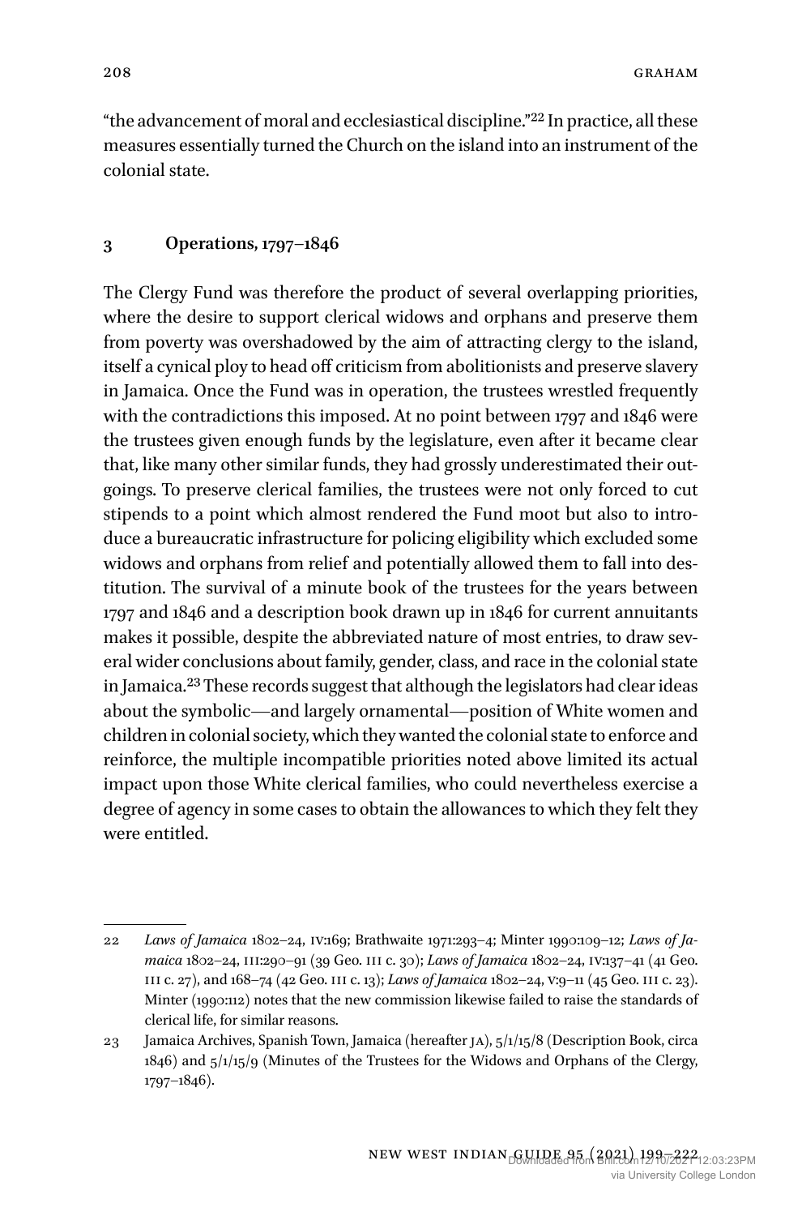"the advancement of moral and ecclesiastical discipline."[22] In practice, all these measures essentially turned the Church on the island into an instrument of the colonial state.

## 3 Operations, 1797–1846

The Clergy Fund was therefore the product of several overlapping priorities, where the desire to support clerical widows and orphans and preserve them from poverty was overshadowed by the aim of attracting clergy to the island, itself a cynical ploy to head off criticism from abolitionists and preserve slavery in Jamaica. Once the Fund was in operation, the trustees wrestled frequently with the contradictions this imposed. At no point between 1797 and 1846 were the trustees given enough funds by the legislature, even after it became clear that, like many other similar funds, they had grossly underestimated their outgoings. To preserve clerical families, the trustees were not only forced to cut stipends to a point which almost rendered the Fund moot but also to introduce a bureaucratic infrastructure for policing eligibility which excluded some widows and orphans from relief and potentially allowed them to fall into destitution. The survival of a minute book of the trustees for the years between 1797 and 1846 and a description book drawn up in 1846 for current annuitants makes it possible, despite the abbreviated nature of most entries, to draw several wider conclusions about family, gender, class, and race in the colonial state in Jamaica.[23] These records suggest that although the legislators had clear ideas about the symbolic—and largely ornamental—position of White women and children in colonial society, which they wanted the colonial state to enforce and reinforce, the multiple incompatible priorities noted above limited its actual impact upon those White clerical families, who could nevertheless exercise a degree of agency in some cases to obtain the allowances to which they felt they were entitled.

---

22 *Laws of Jamaica* 1802–24, IV:169; Brathwaite 1971:293–4; Minter 1990:109–12; *Laws of Jamaica* 1802–24, III:290–91 (39 Geo. III c. 30); *Laws of Jamaica* 1802–24, IV:137–41 (41 Geo. III c. 27), and 168–74 (42 Geo. III c. 13); *Laws of Jamaica* 1802–24, V:9–11 (45 Geo. III c. 23). Minter (1990:112) notes that the new commission likewise failed to raise the standards of clerical life, for similar reasons.

23 Jamaica Archives, Spanish Town, Jamaica (hereafter JA), 5/1/15/8 (Description Book, circa 1846) and 5/1/15/9 (Minutes of the Trustees for the Widows and Orphans of the Clergy, 1797–1846).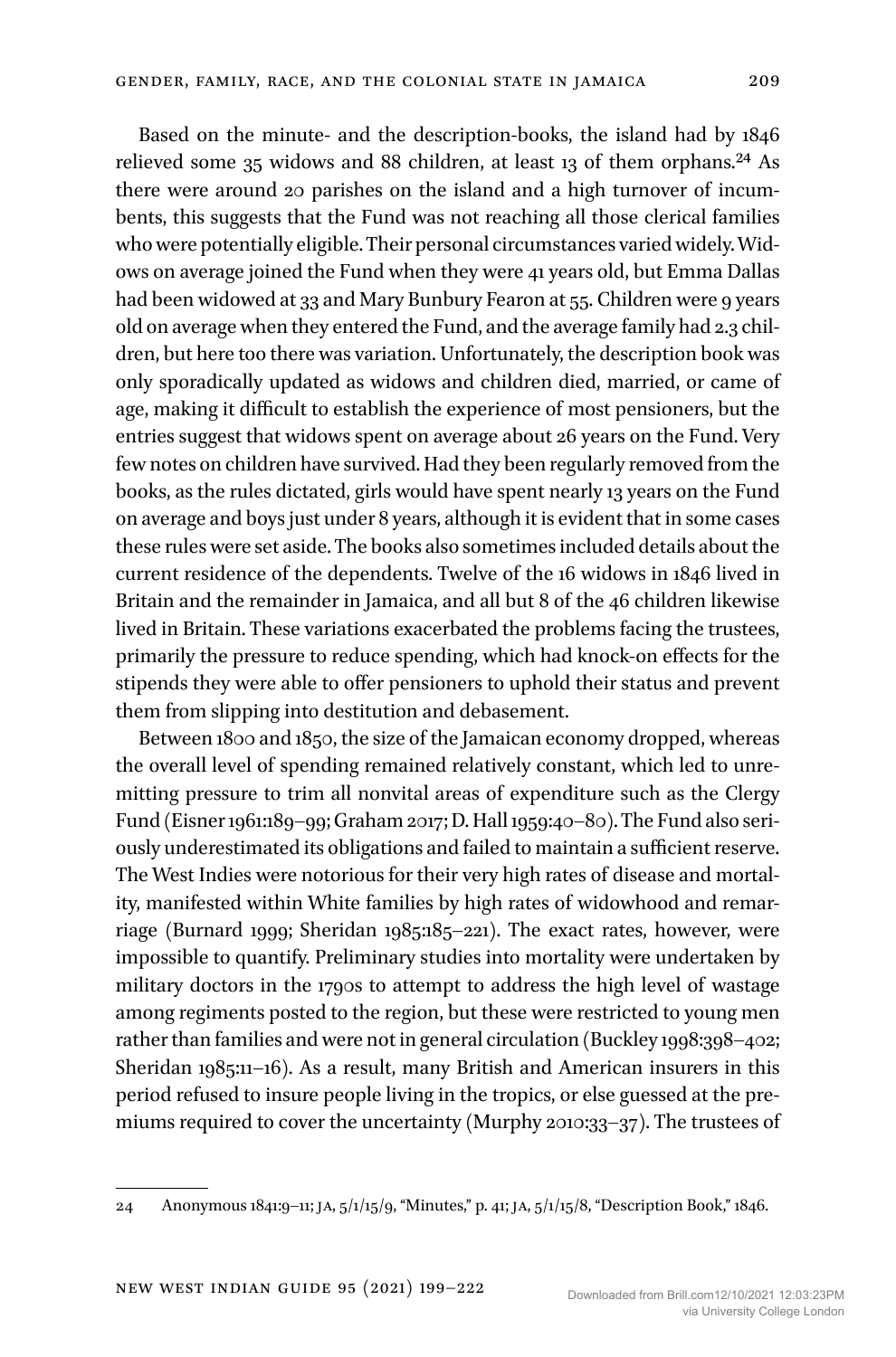Based on the minute- and the description-books, the island had by 1846 relieved some 35 widows and 88 children, at least 13 of them orphans.[24] As there were around 20 parishes on the island and a high turnover of incumbents, this suggests that the Fund was not reaching all those clerical families who were potentially eligible. Their personal circumstances varied widely. Widows on average joined the Fund when they were 41 years old, but Emma Dallas had been widowed at 33 and Mary Bunbury Fearon at 55. Children were 9 years old on average when they entered the Fund, and the average family had 2.3 children, but here too there was variation. Unfortunately, the description book was only sporadically updated as widows and children died, married, or came of age, making it difficult to establish the experience of most pensioners, but the entries suggest that widows spent on average about 26 years on the Fund. Very few notes on children have survived. Had they been regularly removed from the books, as the rules dictated, girls would have spent nearly 13 years on the Fund on average and boys just under 8 years, although it is evident that in some cases these rules were set aside. The books also sometimes included details about the current residence of the dependents. Twelve of the 16 widows in 1846 lived in Britain and the remainder in Jamaica, and all but 8 of the 46 children likewise lived in Britain. These variations exacerbated the problems facing the trustees, primarily the pressure to reduce spending, which had knock-on effects for the stipends they were able to offer pensioners to uphold their status and prevent them from slipping into destitution and debasement.

Between 1800 and 1850, the size of the Jamaican economy dropped, whereas the overall level of spending remained relatively constant, which led to unremitting pressure to trim all nonvital areas of expenditure such as the Clergy Fund (Eisner 1961:189–99; Graham 2017; D. Hall 1959:40–80). The Fund also seriously underestimated its obligations and failed to maintain a sufficient reserve. The West Indies were notorious for their very high rates of disease and mortality, manifested within White families by high rates of widowhood and remarriage (Burnard 1999; Sheridan 1985:185–221). The exact rates, however, were impossible to quantify. Preliminary studies into mortality were undertaken by military doctors in the 1790s to attempt to address the high level of wastage among regiments posted to the region, but these were restricted to young men rather than families and were not in general circulation (Buckley 1998:398–402; Sheridan 1985:11–16). As a result, many British and American insurers in this period refused to insure people living in the tropics, or else guessed at the premiums required to cover the uncertainty (Murphy 2010:33–37). The trustees of

---

24 Anonymous 1841:9–11; JA, 5/1/15/9, "Minutes," p. 41; JA, 5/1/15/8, "Description Book," 1846.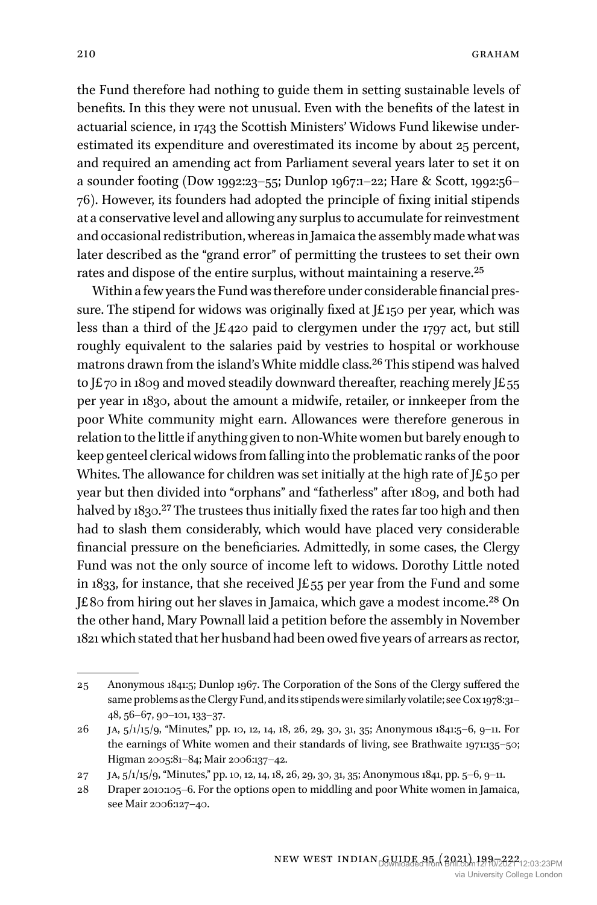the Fund therefore had nothing to guide them in setting sustainable levels of benefits. In this they were not unusual. Even with the benefits of the latest in actuarial science, in 1743 the Scottish Ministers' Widows Fund likewise underestimated its expenditure and overestimated its income by about 25 percent, and required an amending act from Parliament several years later to set it on a sounder footing (Dow 1992:23–55; Dunlop 1967:1–22; Hare & Scott, 1992:56–76). However, its founders had adopted the principle of fixing initial stipends at a conservative level and allowing any surplus to accumulate for reinvestment and occasional redistribution, whereas in Jamaica the assembly made what was later described as the "grand error" of permitting the trustees to set their own rates and dispose of the entire surplus, without maintaining a reserve.[25]

Within a few years the Fund was therefore under considerable financial pressure. The stipend for widows was originally fixed at J£150 per year, which was less than a third of the J£420 paid to clergymen under the 1797 act, but still roughly equivalent to the salaries paid by vestries to hospital or workhouse matrons drawn from the island's White middle class.[26] This stipend was halved to J£70 in 1809 and moved steadily downward thereafter, reaching merely J£55 per year in 1830, about the amount a midwife, retailer, or innkeeper from the poor White community might earn. Allowances were therefore generous in relation to the little if anything given to non-White women but barely enough to keep genteel clerical widows from falling into the problematic ranks of the poor Whites. The allowance for children was set initially at the high rate of J£50 per year but then divided into "orphans" and "fatherless" after 1809, and both had halved by 1830.[27] The trustees thus initially fixed the rates far too high and then had to slash them considerably, which would have placed very considerable financial pressure on the beneficiaries. Admittedly, in some cases, the Clergy Fund was not the only source of income left to widows. Dorothy Little noted in 1833, for instance, that she received J£55 per year from the Fund and some J£80 from hiring out her slaves in Jamaica, which gave a modest income.[28] On the other hand, Mary Pownall laid a petition before the assembly in November 1821 which stated that her husband had been owed five years of arrears as rector,

---

25 Anonymous 1841:5; Dunlop 1967. The Corporation of the Sons of the Clergy suffered the same problems as the Clergy Fund, and its stipends were similarly volatile; see Cox 1978:31–48, 56–67, 90–101, 133–37.

26 JA, 5/1/15/9, "Minutes," pp. 10, 12, 14, 18, 26, 29, 30, 31, 35; Anonymous 1841:5–6, 9–11. For the earnings of White women and their standards of living, see Brathwaite 1971:135–50; Higman 2005:81–84; Mair 2006:137–42.

27 JA, 5/1/15/9, "Minutes," pp. 10, 12, 14, 18, 26, 29, 30, 31, 35; Anonymous 1841, pp. 5–6, 9–11.

28 Draper 2010:105–6. For the options open to middling and poor White women in Jamaica, see Mair 2006:127–40.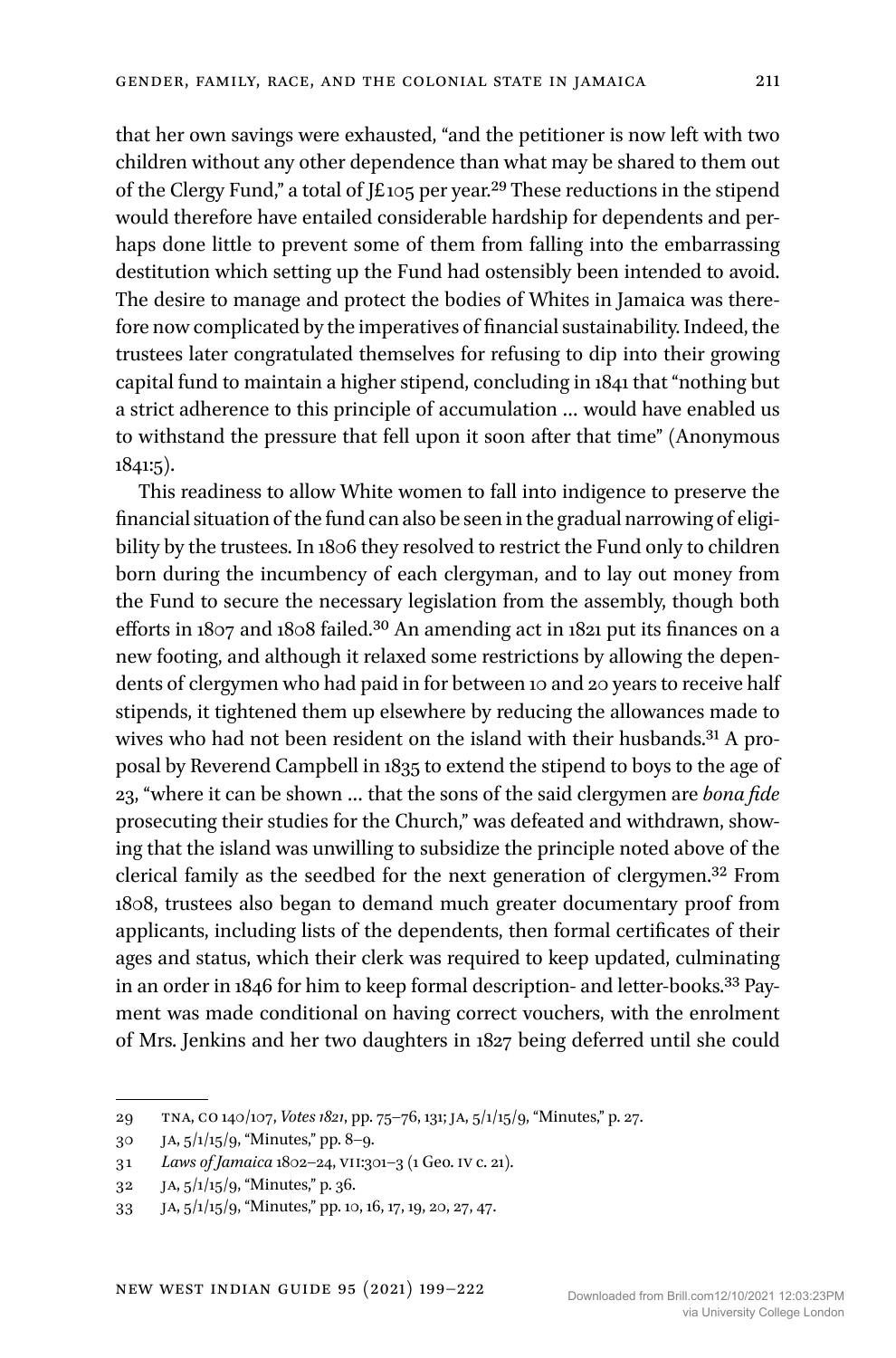that her own savings were exhausted, "and the petitioner is now left with two children without any other dependence than what may be shared to them out of the Clergy Fund," a total of J£105 per year.[29] These reductions in the stipend would therefore have entailed considerable hardship for dependents and perhaps done little to prevent some of them from falling into the embarrassing destitution which setting up the Fund had ostensibly been intended to avoid. The desire to manage and protect the bodies of Whites in Jamaica was therefore now complicated by the imperatives of financial sustainability. Indeed, the trustees later congratulated themselves for refusing to dip into their growing capital fund to maintain a higher stipend, concluding in 1841 that "nothing but a strict adherence to this principle of accumulation … would have enabled us to withstand the pressure that fell upon it soon after that time" (Anonymous 1841:5).

This readiness to allow White women to fall into indigence to preserve the financial situation of the fund can also be seen in the gradual narrowing of eligibility by the trustees. In 1806 they resolved to restrict the Fund only to children born during the incumbency of each clergyman, and to lay out money from the Fund to secure the necessary legislation from the assembly, though both efforts in 1807 and 1808 failed.[30] An amending act in 1821 put its finances on a new footing, and although it relaxed some restrictions by allowing the dependents of clergymen who had paid in for between 10 and 20 years to receive half stipends, it tightened them up elsewhere by reducing the allowances made to wives who had not been resident on the island with their husbands.[31] A proposal by Reverend Campbell in 1835 to extend the stipend to boys to the age of 23, "where it can be shown … that the sons of the said clergymen are *bona fide* prosecuting their studies for the Church," was defeated and withdrawn, showing that the island was unwilling to subsidize the principle noted above of the clerical family as the seedbed for the next generation of clergymen.[32] From 1808, trustees also began to demand much greater documentary proof from applicants, including lists of the dependents, then formal certificates of their ages and status, which their clerk was required to keep updated, culminating in an order in 1846 for him to keep formal description- and letter-books.[33] Payment was made conditional on having correct vouchers, with the enrolment of Mrs. Jenkins and her two daughters in 1827 being deferred until she could

---

29 TNA, CO 140/107, *Votes 1821*, pp. 75–76, 131; JA, 5/1/15/9, "Minutes," p. 27.

30 JA, 5/1/15/9, "Minutes," pp. 8–9.

31 *Laws of Jamaica* 1802–24, VII:301–3 (1 Geo. IV c. 21).

32 JA, 5/1/15/9, "Minutes," p. 36.

33 JA, 5/1/15/9, "Minutes," pp. 10, 16, 17, 19, 20, 27, 47.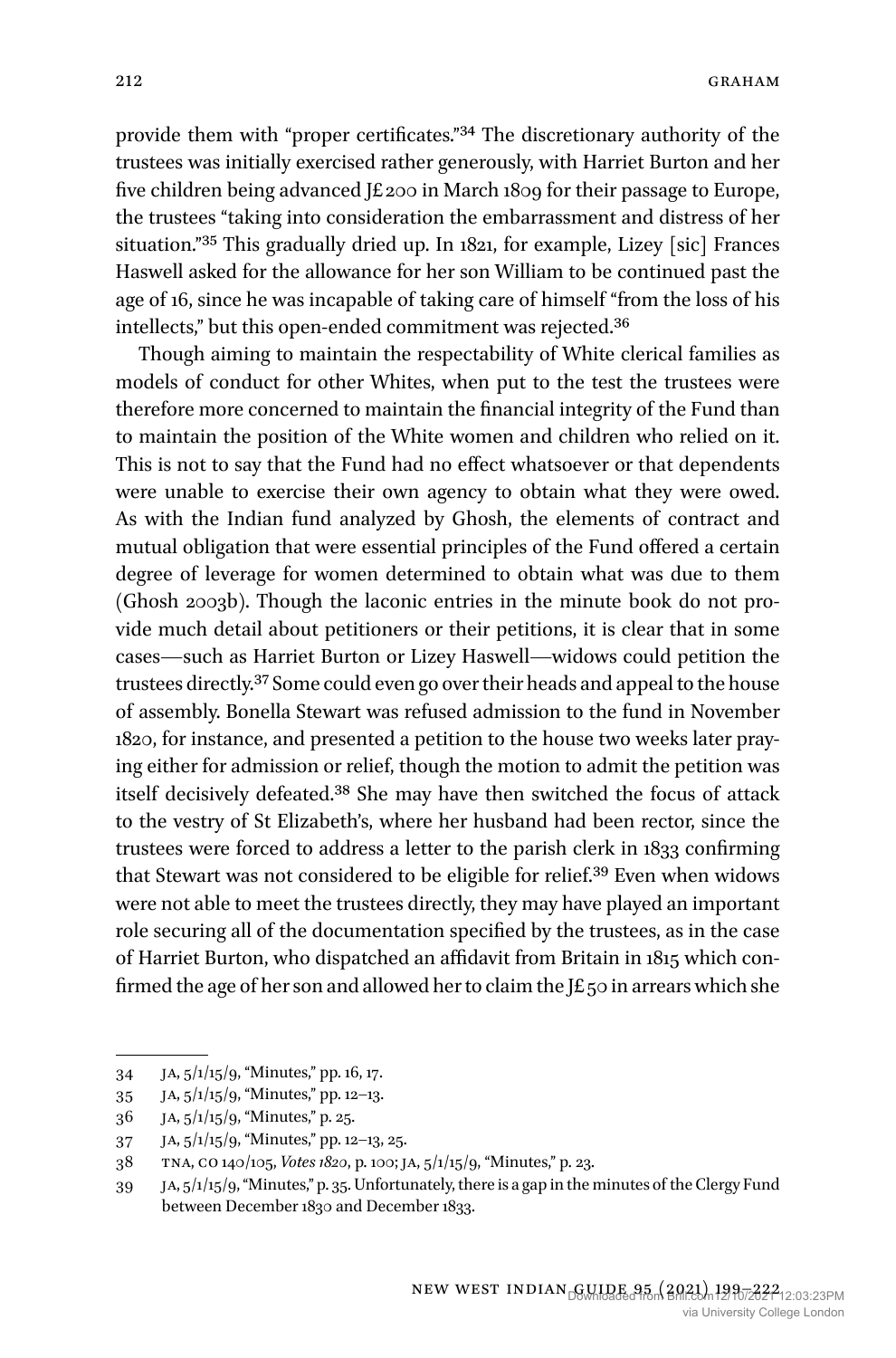provide them with "proper certificates."[34] The discretionary authority of the trustees was initially exercised rather generously, with Harriet Burton and her five children being advanced J£200 in March 1809 for their passage to Europe, the trustees "taking into consideration the embarrassment and distress of her situation."[35] This gradually dried up. In 1821, for example, Lizey [sic] Frances Haswell asked for the allowance for her son William to be continued past the age of 16, since he was incapable of taking care of himself "from the loss of his intellects," but this open-ended commitment was rejected.[36]

Though aiming to maintain the respectability of White clerical families as models of conduct for other Whites, when put to the test the trustees were therefore more concerned to maintain the financial integrity of the Fund than to maintain the position of the White women and children who relied on it. This is not to say that the Fund had no effect whatsoever or that dependents were unable to exercise their own agency to obtain what they were owed. As with the Indian fund analyzed by Ghosh, the elements of contract and mutual obligation that were essential principles of the Fund offered a certain degree of leverage for women determined to obtain what was due to them (Ghosh 2003b). Though the laconic entries in the minute book do not provide much detail about petitioners or their petitions, it is clear that in some cases—such as Harriet Burton or Lizey Haswell—widows could petition the trustees directly.[37] Some could even go over their heads and appeal to the house of assembly. Bonella Stewart was refused admission to the fund in November 1820, for instance, and presented a petition to the house two weeks later praying either for admission or relief, though the motion to admit the petition was itself decisively defeated.[38] She may have then switched the focus of attack to the vestry of St Elizabeth's, where her husband had been rector, since the trustees were forced to address a letter to the parish clerk in 1833 confirming that Stewart was not considered to be eligible for relief.[39] Even when widows were not able to meet the trustees directly, they may have played an important role securing all of the documentation specified by the trustees, as in the case of Harriet Burton, who dispatched an affidavit from Britain in 1815 which confirmed the age of her son and allowed her to claim the J£50 in arrears which she

---

34 JA, 5/1/15/9, "Minutes," pp. 16, 17.

35 JA, 5/1/15/9, "Minutes," pp. 12–13.

36 JA, 5/1/15/9, "Minutes," p. 25.

37 JA, 5/1/15/9, "Minutes," pp. 12–13, 25.

38 TNA, CO 140/105, *Votes 1820*, p. 100; JA, 5/1/15/9, "Minutes," p. 23.

39 JA, 5/1/15/9, "Minutes," p. 35. Unfortunately, there is a gap in the minutes of the Clergy Fund between December 1830 and December 1833.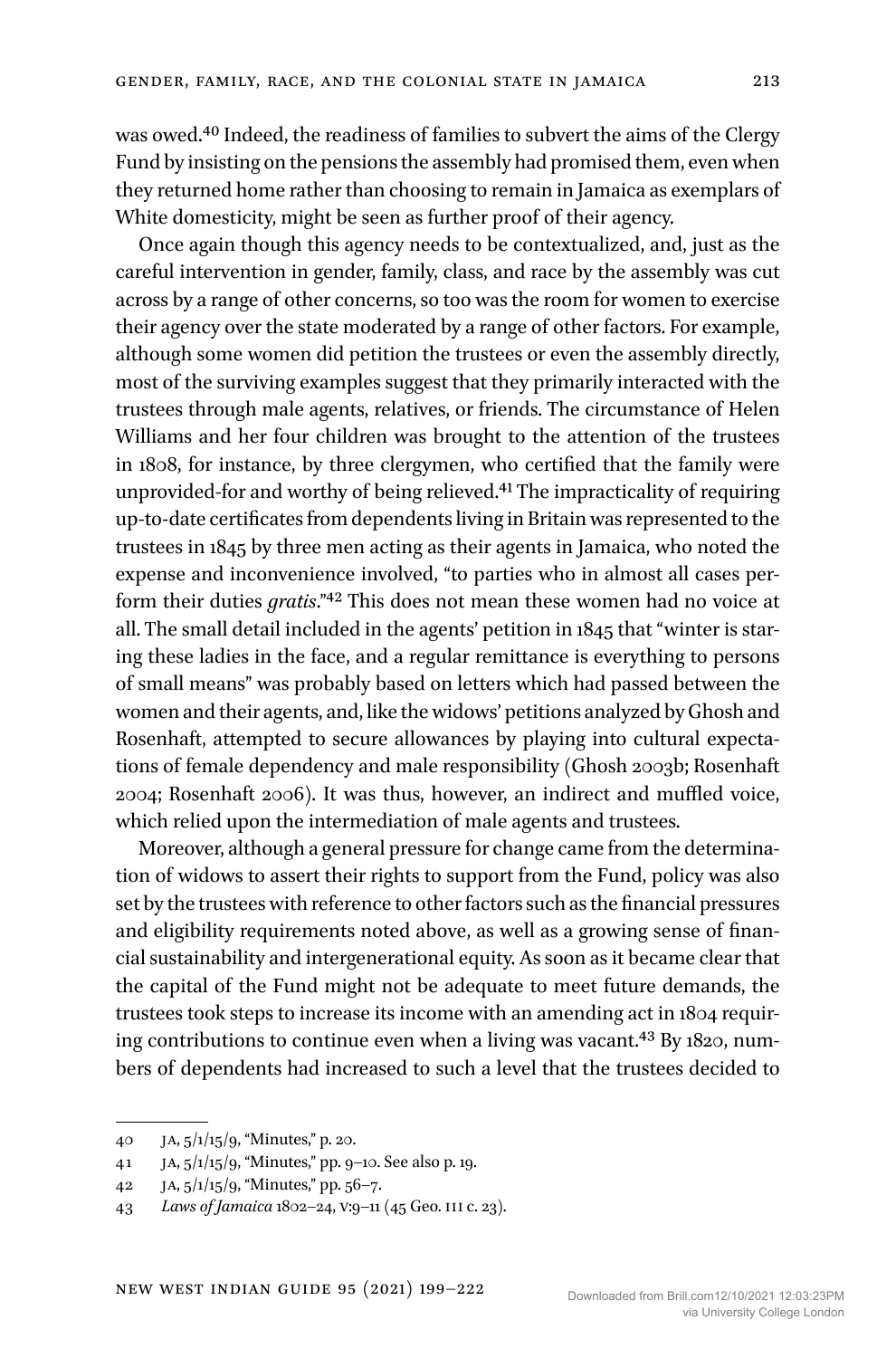was owed.[40] Indeed, the readiness of families to subvert the aims of the Clergy Fund by insisting on the pensions the assembly had promised them, even when they returned home rather than choosing to remain in Jamaica as exemplars of White domesticity, might be seen as further proof of their agency.

Once again though this agency needs to be contextualized, and, just as the careful intervention in gender, family, class, and race by the assembly was cut across by a range of other concerns, so too was the room for women to exercise their agency over the state moderated by a range of other factors. For example, although some women did petition the trustees or even the assembly directly, most of the surviving examples suggest that they primarily interacted with the trustees through male agents, relatives, or friends. The circumstance of Helen Williams and her four children was brought to the attention of the trustees in 1808, for instance, by three clergymen, who certified that the family were unprovided-for and worthy of being relieved.[41] The impracticality of requiring up-to-date certificates from dependents living in Britain was represented to the trustees in 1845 by three men acting as their agents in Jamaica, who noted the expense and inconvenience involved, "to parties who in almost all cases perform their duties *gratis*."[42] This does not mean these women had no voice at all. The small detail included in the agents' petition in 1845 that "winter is staring these ladies in the face, and a regular remittance is everything to persons of small means" was probably based on letters which had passed between the women and their agents, and, like the widows' petitions analyzed by Ghosh and Rosenhaft, attempted to secure allowances by playing into cultural expectations of female dependency and male responsibility (Ghosh 2003b; Rosenhaft 2004; Rosenhaft 2006). It was thus, however, an indirect and muffled voice, which relied upon the intermediation of male agents and trustees.

Moreover, although a general pressure for change came from the determination of widows to assert their rights to support from the Fund, policy was also set by the trustees with reference to other factors such as the financial pressures and eligibility requirements noted above, as well as a growing sense of financial sustainability and intergenerational equity. As soon as it became clear that the capital of the Fund might not be adequate to meet future demands, the trustees took steps to increase its income with an amending act in 1804 requiring contributions to continue even when a living was vacant.[43] By 1820, numbers of dependents had increased to such a level that the trustees decided to

---

40 JA, 5/1/15/9, "Minutes," p. 20.

41 JA, 5/1/15/9, "Minutes," pp. 9–10. See also p. 19.

42 JA, 5/1/15/9, "Minutes," pp. 56–7.

43 *Laws of Jamaica* 1802–24, V:9–11 (45 Geo. III c. 23).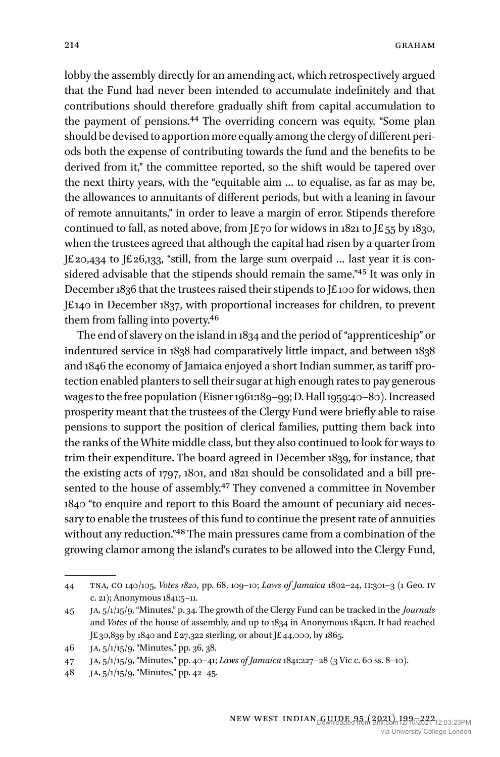lobby the assembly directly for an amending act, which retrospectively argued that the Fund had never been intended to accumulate indefinitely and that contributions should therefore gradually shift from capital accumulation to the payment of pensions.[44] The overriding concern was equity. "Some plan should be devised to apportion more equally among the clergy of different periods both the expense of contributing towards the fund and the benefits to be derived from it," the committee reported, so the shift would be tapered over the next thirty years, with the "equitable aim … to equalise, as far as may be, the allowances to annuitants of different periods, but with a leaning in favour of remote annuitants," in order to leave a margin of error. Stipends therefore continued to fall, as noted above, from J£70 for widows in 1821 to J£55 by 1830, when the trustees agreed that although the capital had risen by a quarter from J£20,434 to J£26,133, "still, from the large sum overpaid … last year it is considered advisable that the stipends should remain the same."[45] It was only in December 1836 that the trustees raised their stipends to J£100 for widows, then J£140 in December 1837, with proportional increases for children, to prevent them from falling into poverty.[46]

The end of slavery on the island in 1834 and the period of "apprenticeship" or indentured service in 1838 had comparatively little impact, and between 1838 and 1846 the economy of Jamaica enjoyed a short Indian summer, as tariff protection enabled planters to sell their sugar at high enough rates to pay generous wages to the free population (Eisner 1961:189–99; D. Hall 1959:40–80). Increased prosperity meant that the trustees of the Clergy Fund were briefly able to raise pensions to support the position of clerical families, putting them back into the ranks of the White middle class, but they also continued to look for ways to trim their expenditure. The board agreed in December 1839, for instance, that the existing acts of 1797, 1801, and 1821 should be consolidated and a bill presented to the house of assembly.[47] They convened a committee in November 1840 "to enquire and report to this Board the amount of pecuniary aid necessary to enable the trustees of this fund to continue the present rate of annuities without any reduction."[48] The main pressures came from a combination of the growing clamor among the island's curates to be allowed into the Clergy Fund,

---

44 TNA, CO 140/105, *Votes 1820*, pp. 68, 109–10; *Laws of Jamaica* 1802–24, II:301–3 (1 Geo. IV c. 21); Anonymous 1841:5–11.

45 JA, 5/1/15/9, "Minutes," p. 34. The growth of the Clergy Fund can be tracked in the *Journals* and *Votes* of the house of assembly, and up to 1834 in Anonymous 1841:11. It had reached J£30,839 by 1840 and £27,322 sterling, or about J£44,000, by 1865.

46 JA, 5/1/15/9, "Minutes," pp. 36, 38.

47 JA, 5/1/15/9, "Minutes," pp. 40–41; *Laws of Jamaica* 1841:227–28 (3 Vic c. 60 ss. 8–10).

48 JA, 5/1/15/9, "Minutes," pp. 42–45.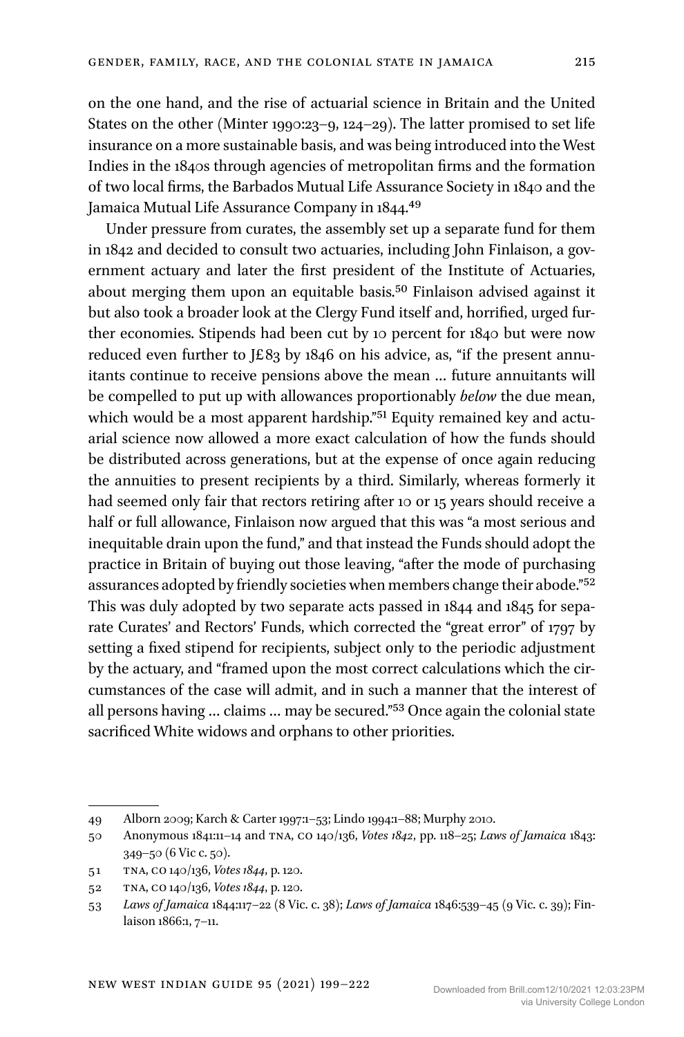on the one hand, and the rise of actuarial science in Britain and the United States on the other (Minter 1990:23–9, 124–29). The latter promised to set life insurance on a more sustainable basis, and was being introduced into the West Indies in the 1840s through agencies of metropolitan firms and the formation of two local firms, the Barbados Mutual Life Assurance Society in 1840 and the Jamaica Mutual Life Assurance Company in 1844.[49]

Under pressure from curates, the assembly set up a separate fund for them in 1842 and decided to consult two actuaries, including John Finlaison, a government actuary and later the first president of the Institute of Actuaries, about merging them upon an equitable basis.[50] Finlaison advised against it but also took a broader look at the Clergy Fund itself and, horrified, urged further economies. Stipends had been cut by 10 percent for 1840 but were now reduced even further to J£83 by 1846 on his advice, as, "if the present annuitants continue to receive pensions above the mean … future annuitants will be compelled to put up with allowances proportionably *below* the due mean, which would be a most apparent hardship."[51] Equity remained key and actuarial science now allowed a more exact calculation of how the funds should be distributed across generations, but at the expense of once again reducing the annuities to present recipients by a third. Similarly, whereas formerly it had seemed only fair that rectors retiring after 10 or 15 years should receive a half or full allowance, Finlaison now argued that this was "a most serious and inequitable drain upon the fund," and that instead the Funds should adopt the practice in Britain of buying out those leaving, "after the mode of purchasing assurances adopted by friendly societies when members change their abode."[52] This was duly adopted by two separate acts passed in 1844 and 1845 for separate Curates' and Rectors' Funds, which corrected the "great error" of 1797 by setting a fixed stipend for recipients, subject only to the periodic adjustment by the actuary, and "framed upon the most correct calculations which the circumstances of the case will admit, and in such a manner that the interest of all persons having … claims … may be secured."[53] Once again the colonial state sacrificed White widows and orphans to other priorities.

---

49 Alborn 2009; Karch & Carter 1997:1–53; Lindo 1994:1–88; Murphy 2010.

50 Anonymous 1841:11–14 and TNA, CO 140/136, *Votes 1842*, pp. 118–25; *Laws of Jamaica* 1843: 349–50 (6 Vic c. 50).

51 TNA, CO 140/136, *Votes 1844*, p. 120.

52 TNA, CO 140/136, *Votes 1844*, p. 120.

53 *Laws of Jamaica* 1844:117–22 (8 Vic. c. 38); *Laws of Jamaica* 1846:539–45 (9 Vic. c. 39); Finlaison 1866:1, 7–11.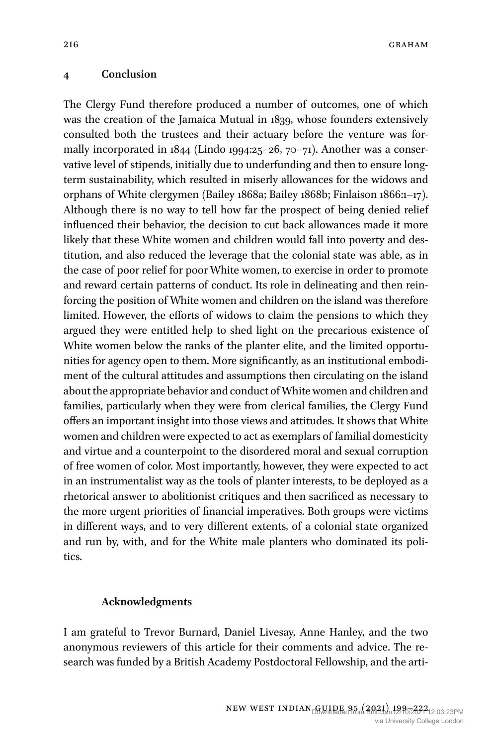## 4 Conclusion

The Clergy Fund therefore produced a number of outcomes, one of which was the creation of the Jamaica Mutual in 1839, whose founders extensively consulted both the trustees and their actuary before the venture was formally incorporated in 1844 (Lindo 1994:25–26, 70–71). Another was a conservative level of stipends, initially due to underfunding and then to ensure long-term sustainability, which resulted in miserly allowances for the widows and orphans of White clergymen (Bailey 1868a; Bailey 1868b; Finlaison 1866:1–17). Although there is no way to tell how far the prospect of being denied relief influenced their behavior, the decision to cut back allowances made it more likely that these White women and children would fall into poverty and destitution, and also reduced the leverage that the colonial state was able, as in the case of poor relief for poor White women, to exercise in order to promote and reward certain patterns of conduct. Its role in delineating and then reinforcing the position of White women and children on the island was therefore limited. However, the efforts of widows to claim the pensions to which they argued they were entitled help to shed light on the precarious existence of White women below the ranks of the planter elite, and the limited opportunities for agency open to them. More significantly, as an institutional embodiment of the cultural attitudes and assumptions then circulating on the island about the appropriate behavior and conduct of White women and children and families, particularly when they were from clerical families, the Clergy Fund offers an important insight into those views and attitudes. It shows that White women and children were expected to act as exemplars of familial domesticity and virtue and a counterpoint to the disordered moral and sexual corruption of free women of color. Most importantly, however, they were expected to act in an instrumentalist way as the tools of planter interests, to be deployed as a rhetorical answer to abolitionist critiques and then sacrificed as necessary to the more urgent priorities of financial imperatives. Both groups were victims in different ways, and to very different extents, of a colonial state organized and run by, with, and for the White male planters who dominated its politics.

### Acknowledgments

I am grateful to Trevor Burnard, Daniel Livesay, Anne Hanley, and the two anonymous reviewers of this article for their comments and advice. The research was funded by a British Academy Postdoctoral Fellowship, and the arti-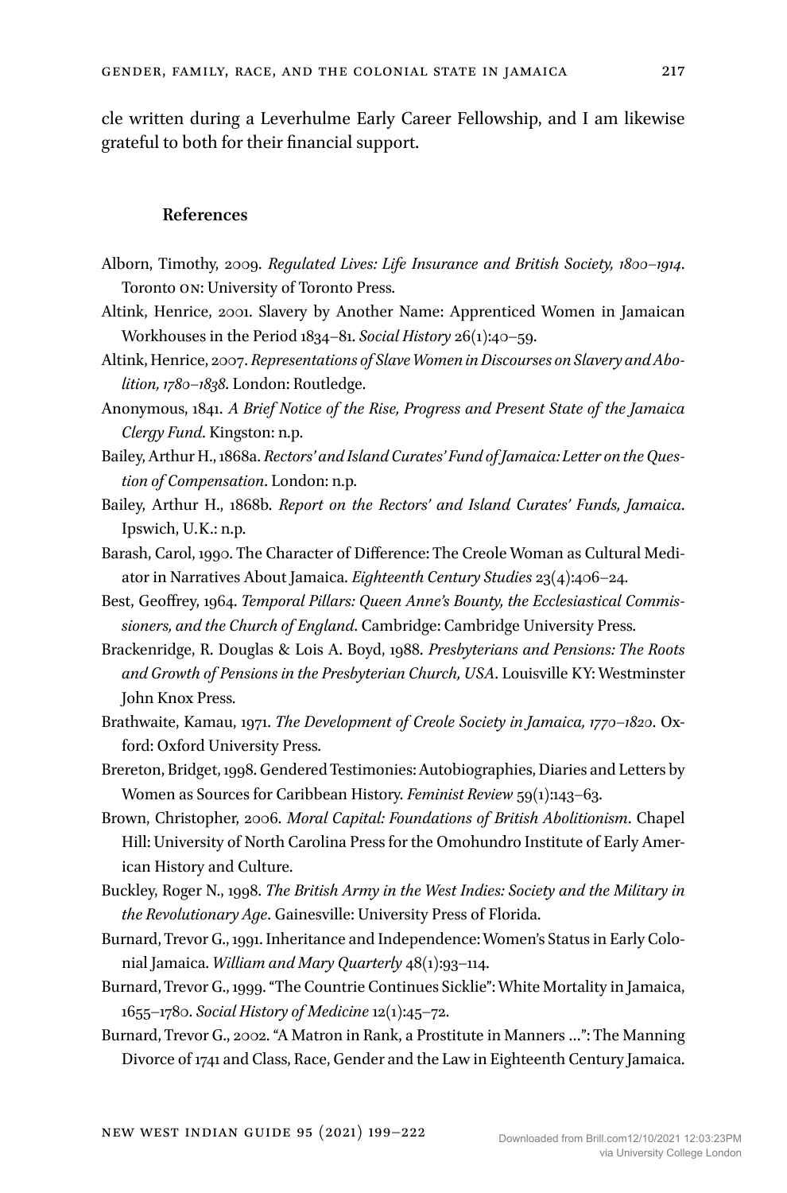cle written during a Leverhulme Early Career Fellowship, and I am likewise grateful to both for their financial support.

## References

Alborn, Timothy, 2009. *Regulated Lives: Life Insurance and British Society, 1800–1914*. Toronto ON: University of Toronto Press.

Altink, Henrice, 2001. Slavery by Another Name: Apprenticed Women in Jamaican Workhouses in the Period 1834–81. *Social History* 26(1):40–59.

Altink, Henrice, 2007. *Representations of Slave Women in Discourses on Slavery and Abolition, 1780–1838*. London: Routledge.

Anonymous, 1841. *A Brief Notice of the Rise, Progress and Present State of the Jamaica Clergy Fund*. Kingston: n.p.

Bailey, Arthur H., 1868a. *Rectors' and Island Curates' Fund of Jamaica: Letter on the Question of Compensation*. London: n.p.

Bailey, Arthur H., 1868b. *Report on the Rectors' and Island Curates' Funds, Jamaica*. Ipswich, U.K.: n.p.

Barash, Carol, 1990. The Character of Difference: The Creole Woman as Cultural Mediator in Narratives About Jamaica. *Eighteenth Century Studies* 23(4):406–24.

Best, Geoffrey, 1964. *Temporal Pillars: Queen Anne's Bounty, the Ecclesiastical Commissioners, and the Church of England*. Cambridge: Cambridge University Press.

Brackenridge, R. Douglas & Lois A. Boyd, 1988. *Presbyterians and Pensions: The Roots and Growth of Pensions in the Presbyterian Church, USA*. Louisville KY: Westminster John Knox Press.

Brathwaite, Kamau, 1971. *The Development of Creole Society in Jamaica, 1770–1820*. Oxford: Oxford University Press.

Brereton, Bridget, 1998. Gendered Testimonies: Autobiographies, Diaries and Letters by Women as Sources for Caribbean History. *Feminist Review* 59(1):143–63.

Brown, Christopher, 2006. *Moral Capital: Foundations of British Abolitionism*. Chapel Hill: University of North Carolina Press for the Omohundro Institute of Early American History and Culture.

Buckley, Roger N., 1998. *The British Army in the West Indies: Society and the Military in the Revolutionary Age*. Gainesville: University Press of Florida.

Burnard, Trevor G., 1991. Inheritance and Independence: Women's Status in Early Colonial Jamaica. *William and Mary Quarterly* 48(1):93–114.

Burnard, Trevor G., 1999. "The Countrie Continues Sicklie": White Mortality in Jamaica, 1655–1780. *Social History of Medicine* 12(1):45–72.

Burnard, Trevor G., 2002. "A Matron in Rank, a Prostitute in Manners …": The Manning Divorce of 1741 and Class, Race, Gender and the Law in Eighteenth Century Jamaica.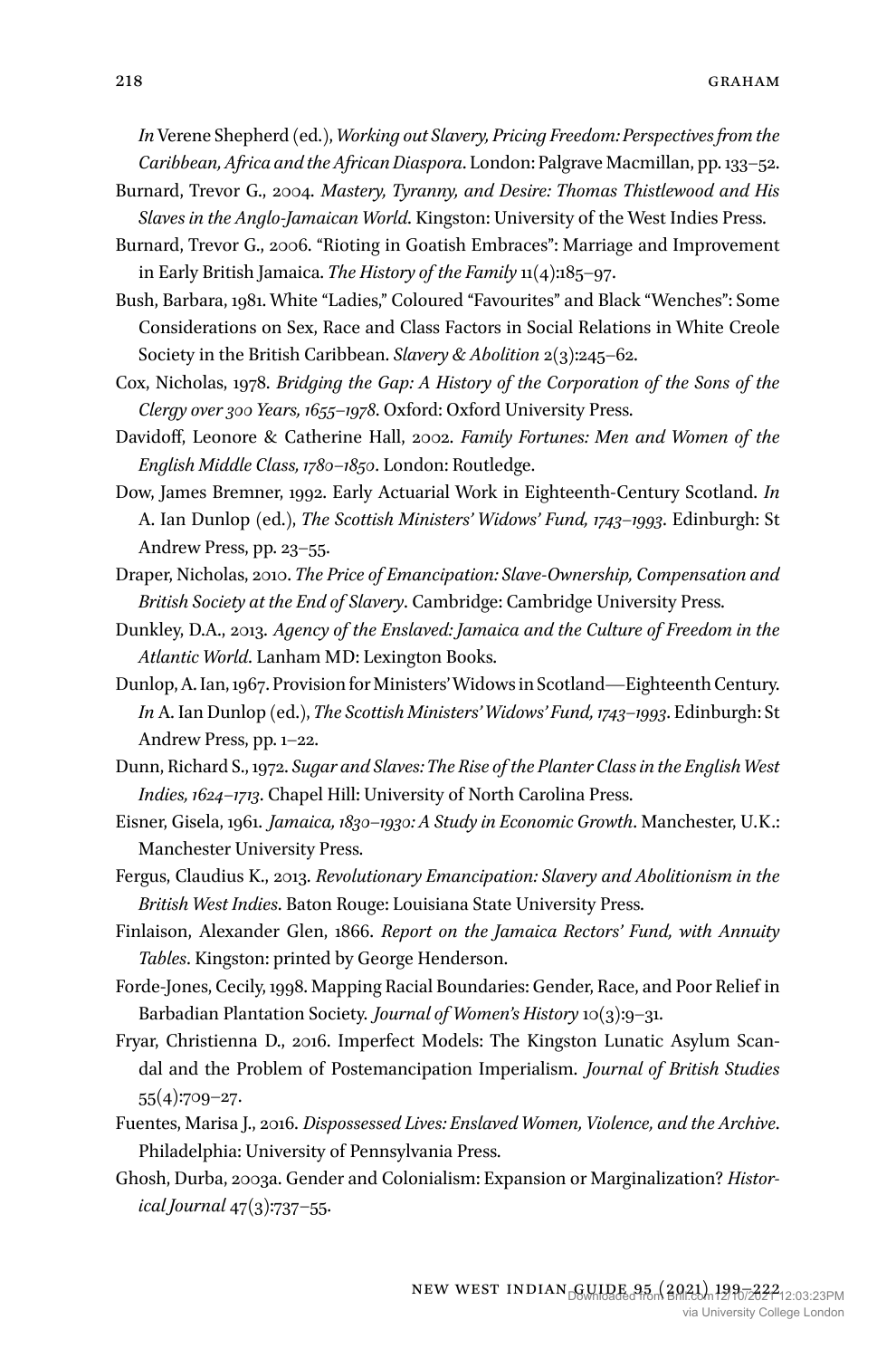*In* Verene Shepherd (ed.), *Working out Slavery, Pricing Freedom: Perspectives from the Caribbean, Africa and the African Diaspora*. London: Palgrave Macmillan, pp. 133–52.

Burnard, Trevor G., 2004. *Mastery, Tyranny, and Desire: Thomas Thistlewood and His Slaves in the Anglo-Jamaican World*. Kingston: University of the West Indies Press.

Burnard, Trevor G., 2006. "Rioting in Goatish Embraces": Marriage and Improvement in Early British Jamaica. *The History of the Family* 11(4):185–97.

Bush, Barbara, 1981. White "Ladies," Coloured "Favourites" and Black "Wenches": Some Considerations on Sex, Race and Class Factors in Social Relations in White Creole Society in the British Caribbean. *Slavery & Abolition* 2(3):245–62.

Cox, Nicholas, 1978. *Bridging the Gap: A History of the Corporation of the Sons of the Clergy over 300 Years, 1655–1978*. Oxford: Oxford University Press.

Davidoff, Leonore & Catherine Hall, 2002. *Family Fortunes: Men and Women of the English Middle Class, 1780–1850*. London: Routledge.

Dow, James Bremner, 1992. Early Actuarial Work in Eighteenth-Century Scotland. *In* A. Ian Dunlop (ed.), *The Scottish Ministers' Widows' Fund, 1743–1993*. Edinburgh: St Andrew Press, pp. 23–55.

Draper, Nicholas, 2010. *The Price of Emancipation: Slave-Ownership, Compensation and British Society at the End of Slavery*. Cambridge: Cambridge University Press.

Dunkley, D.A., 2013. *Agency of the Enslaved: Jamaica and the Culture of Freedom in the Atlantic World*. Lanham MD: Lexington Books.

Dunlop, A. Ian, 1967. Provision for Ministers' Widows in Scotland—Eighteenth Century. *In* A. Ian Dunlop (ed.), *The Scottish Ministers' Widows' Fund, 1743–1993*. Edinburgh: St Andrew Press, pp. 1–22.

Dunn, Richard S., 1972. *Sugar and Slaves: The Rise of the Planter Class in the English West Indies, 1624–1713*. Chapel Hill: University of North Carolina Press.

Eisner, Gisela, 1961. *Jamaica, 1830–1930: A Study in Economic Growth*. Manchester, U.K.: Manchester University Press.

Fergus, Claudius K., 2013. *Revolutionary Emancipation: Slavery and Abolitionism in the British West Indies*. Baton Rouge: Louisiana State University Press.

Finlaison, Alexander Glen, 1866. *Report on the Jamaica Rectors' Fund, with Annuity Tables*. Kingston: printed by George Henderson.

Forde-Jones, Cecily, 1998. Mapping Racial Boundaries: Gender, Race, and Poor Relief in Barbadian Plantation Society. *Journal of Women's History* 10(3):9–31.

Fryar, Christienna D., 2016. Imperfect Models: The Kingston Lunatic Asylum Scandal and the Problem of Postemancipation Imperialism. *Journal of British Studies* 55(4):709–27.

Fuentes, Marisa J., 2016. *Dispossessed Lives: Enslaved Women, Violence, and the Archive*. Philadelphia: University of Pennsylvania Press.

Ghosh, Durba, 2003a. Gender and Colonialism: Expansion or Marginalization? *Historical Journal* 47(3):737–55.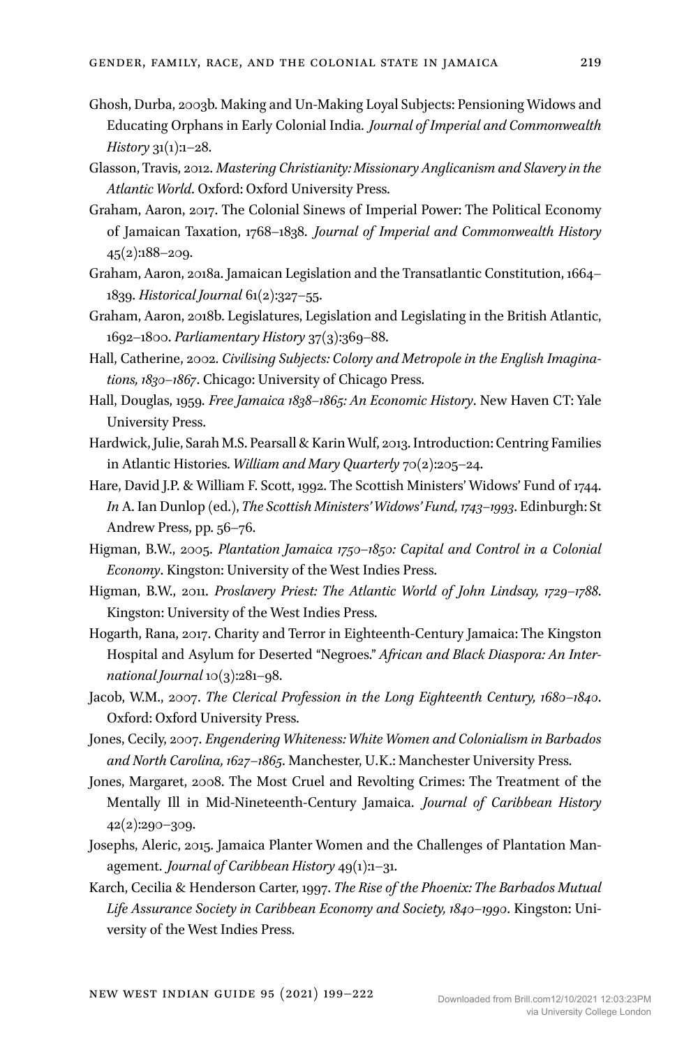Ghosh, Durba, 2003b. Making and Un-Making Loyal Subjects: Pensioning Widows and Educating Orphans in Early Colonial India. *Journal of Imperial and Commonwealth History* 31(1):1–28.

Glasson, Travis, 2012. *Mastering Christianity: Missionary Anglicanism and Slavery in the Atlantic World*. Oxford: Oxford University Press.

Graham, Aaron, 2017. The Colonial Sinews of Imperial Power: The Political Economy of Jamaican Taxation, 1768–1838. *Journal of Imperial and Commonwealth History* 45(2):188–209.

Graham, Aaron, 2018a. Jamaican Legislation and the Transatlantic Constitution, 1664–1839. *Historical Journal* 61(2):327–55.

Graham, Aaron, 2018b. Legislatures, Legislation and Legislating in the British Atlantic, 1692–1800. *Parliamentary History* 37(3):369–88.

Hall, Catherine, 2002. *Civilising Subjects: Colony and Metropole in the English Imaginations, 1830–1867*. Chicago: University of Chicago Press.

Hall, Douglas, 1959. *Free Jamaica 1838–1865: An Economic History*. New Haven CT: Yale University Press.

Hardwick, Julie, Sarah M.S. Pearsall & Karin Wulf, 2013. Introduction: Centring Families in Atlantic Histories. *William and Mary Quarterly* 70(2):205–24.

Hare, David J.P. & William F. Scott, 1992. The Scottish Ministers' Widows' Fund of 1744. *In* A. Ian Dunlop (ed.), *The Scottish Ministers' Widows' Fund, 1743–1993*. Edinburgh: St Andrew Press, pp. 56–76.

Higman, B.W., 2005. *Plantation Jamaica 1750–1850: Capital and Control in a Colonial Economy*. Kingston: University of the West Indies Press.

Higman, B.W., 2011. *Proslavery Priest: The Atlantic World of John Lindsay, 1729–1788*. Kingston: University of the West Indies Press.

Hogarth, Rana, 2017. Charity and Terror in Eighteenth-Century Jamaica: The Kingston Hospital and Asylum for Deserted "Negroes." *African and Black Diaspora: An International Journal* 10(3):281–98.

Jacob, W.M., 2007. *The Clerical Profession in the Long Eighteenth Century, 1680–1840*. Oxford: Oxford University Press.

Jones, Cecily, 2007. *Engendering Whiteness: White Women and Colonialism in Barbados and North Carolina, 1627–1865*. Manchester, U.K.: Manchester University Press.

Jones, Margaret, 2008. The Most Cruel and Revolting Crimes: The Treatment of the Mentally Ill in Mid-Nineteenth-Century Jamaica. *Journal of Caribbean History* 42(2):290–309.

Josephs, Aleric, 2015. Jamaica Planter Women and the Challenges of Plantation Management. *Journal of Caribbean History* 49(1):1–31.

Karch, Cecilia & Henderson Carter, 1997. *The Rise of the Phoenix: The Barbados Mutual Life Assurance Society in Caribbean Economy and Society, 1840–1990*. Kingston: University of the West Indies Press.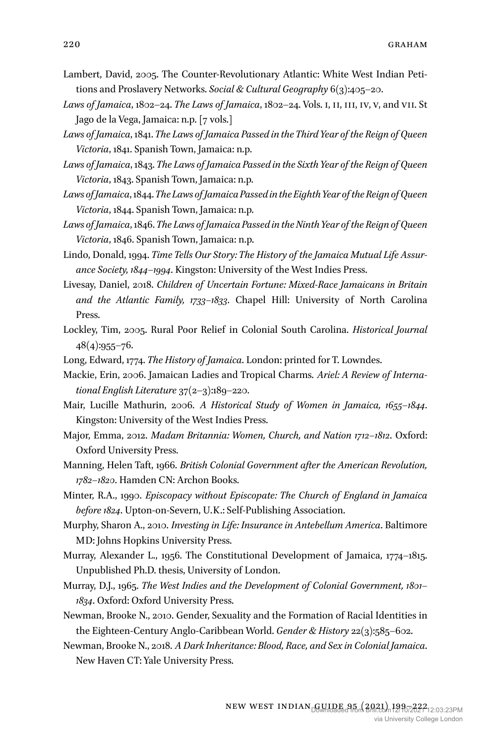Lambert, David, 2005. The Counter-Revolutionary Atlantic: White West Indian Petitions and Proslavery Networks. *Social & Cultural Geography* 6(3):405–20.

*Laws of Jamaica*, 1802–24. *The Laws of Jamaica*, 1802–24. Vols. I, II, III, IV, V, and VII. St Jago de la Vega, Jamaica: n.p. [7 vols.]

*Laws of Jamaica*, 1841. *The Laws of Jamaica Passed in the Third Year of the Reign of Queen Victoria*, 1841. Spanish Town, Jamaica: n.p.

*Laws of Jamaica*, 1843. *The Laws of Jamaica Passed in the Sixth Year of the Reign of Queen Victoria*, 1843. Spanish Town, Jamaica: n.p.

*Laws of Jamaica*, 1844. *The Laws of Jamaica Passed in the Eighth Year of the Reign of Queen Victoria*, 1844. Spanish Town, Jamaica: n.p.

*Laws of Jamaica*, 1846. *The Laws of Jamaica Passed in the Ninth Year of the Reign of Queen Victoria*, 1846. Spanish Town, Jamaica: n.p.

Lindo, Donald, 1994. *Time Tells Our Story: The History of the Jamaica Mutual Life Assurance Society, 1844–1994*. Kingston: University of the West Indies Press.

Livesay, Daniel, 2018. *Children of Uncertain Fortune: Mixed-Race Jamaicans in Britain and the Atlantic Family, 1733–1833*. Chapel Hill: University of North Carolina Press.

Lockley, Tim, 2005. Rural Poor Relief in Colonial South Carolina. *Historical Journal* 48(4):955–76.

Long, Edward, 1774. *The History of Jamaica*. London: printed for T. Lowndes.

Mackie, Erin, 2006. Jamaican Ladies and Tropical Charms. *Ariel: A Review of International English Literature* 37(2–3):189–220.

Mair, Lucille Mathurin, 2006. *A Historical Study of Women in Jamaica, 1655–1844*. Kingston: University of the West Indies Press.

Major, Emma, 2012. *Madam Britannia: Women, Church, and Nation 1712–1812*. Oxford: Oxford University Press.

Manning, Helen Taft, 1966. *British Colonial Government after the American Revolution, 1782–1820*. Hamden CN: Archon Books.

Minter, R.A., 1990. *Episcopacy without Episcopate: The Church of England in Jamaica before 1824*. Upton-on-Severn, U.K.: Self-Publishing Association.

Murphy, Sharon A., 2010. *Investing in Life: Insurance in Antebellum America*. Baltimore MD: Johns Hopkins University Press.

Murray, Alexander L., 1956. The Constitutional Development of Jamaica, 1774–1815. Unpublished Ph.D. thesis, University of London.

Murray, D.J., 1965. *The West Indies and the Development of Colonial Government, 1801–1834*. Oxford: Oxford University Press.

Newman, Brooke N., 2010. Gender, Sexuality and the Formation of Racial Identities in the Eighteen-Century Anglo-Caribbean World. *Gender & History* 22(3):585–602.

Newman, Brooke N., 2018. *A Dark Inheritance: Blood, Race, and Sex in Colonial Jamaica*. New Haven CT: Yale University Press.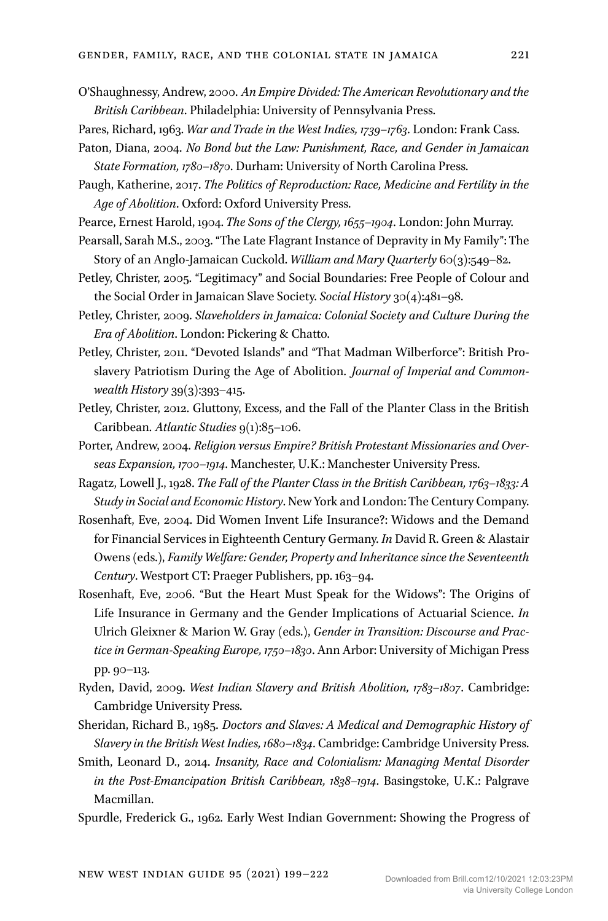O'Shaughnessy, Andrew, 2000. *An Empire Divided: The American Revolutionary and the British Caribbean*. Philadelphia: University of Pennsylvania Press.

Pares, Richard, 1963. *War and Trade in the West Indies, 1739–1763*. London: Frank Cass.

Paton, Diana, 2004. *No Bond but the Law: Punishment, Race, and Gender in Jamaican State Formation, 1780–1870*. Durham: University of North Carolina Press.

Paugh, Katherine, 2017. *The Politics of Reproduction: Race, Medicine and Fertility in the Age of Abolition*. Oxford: Oxford University Press.

Pearce, Ernest Harold, 1904. *The Sons of the Clergy, 1655–1904*. London: John Murray.

Pearsall, Sarah M.S., 2003. "The Late Flagrant Instance of Depravity in My Family": The Story of an Anglo-Jamaican Cuckold. *William and Mary Quarterly* 60(3):549–82.

Petley, Christer, 2005. "Legitimacy" and Social Boundaries: Free People of Colour and the Social Order in Jamaican Slave Society. *Social History* 30(4):481–98.

Petley, Christer, 2009. *Slaveholders in Jamaica: Colonial Society and Culture During the Era of Abolition*. London: Pickering & Chatto.

Petley, Christer, 2011. "Devoted Islands" and "That Madman Wilberforce": British Proslavery Patriotism During the Age of Abolition. *Journal of Imperial and Commonwealth History* 39(3):393–415.

Petley, Christer, 2012. Gluttony, Excess, and the Fall of the Planter Class in the British Caribbean. *Atlantic Studies* 9(1):85–106.

Porter, Andrew, 2004. *Religion versus Empire? British Protestant Missionaries and Overseas Expansion, 1700–1914*. Manchester, U.K.: Manchester University Press.

Ragatz, Lowell J., 1928. *The Fall of the Planter Class in the British Caribbean, 1763–1833: A Study in Social and Economic History*. New York and London: The Century Company.

Rosenhaft, Eve, 2004. Did Women Invent Life Insurance?: Widows and the Demand for Financial Services in Eighteenth Century Germany. *In* David R. Green & Alastair Owens (eds.), *Family Welfare: Gender, Property and Inheritance since the Seventeenth Century*. Westport CT: Praeger Publishers, pp. 163–94.

Rosenhaft, Eve, 2006. "But the Heart Must Speak for the Widows": The Origins of Life Insurance in Germany and the Gender Implications of Actuarial Science. *In* Ulrich Gleixner & Marion W. Gray (eds.), *Gender in Transition: Discourse and Practice in German-Speaking Europe, 1750–1830*. Ann Arbor: University of Michigan Press pp. 90–113.

Ryden, David, 2009. *West Indian Slavery and British Abolition, 1783–1807*. Cambridge: Cambridge University Press.

Sheridan, Richard B., 1985. *Doctors and Slaves: A Medical and Demographic History of Slavery in the British West Indies, 1680–1834*. Cambridge: Cambridge University Press.

Smith, Leonard D., 2014. *Insanity, Race and Colonialism: Managing Mental Disorder in the Post-Emancipation British Caribbean, 1838–1914*. Basingstoke, U.K.: Palgrave Macmillan.

Spurdle, Frederick G., 1962. Early West Indian Government: Showing the Progress of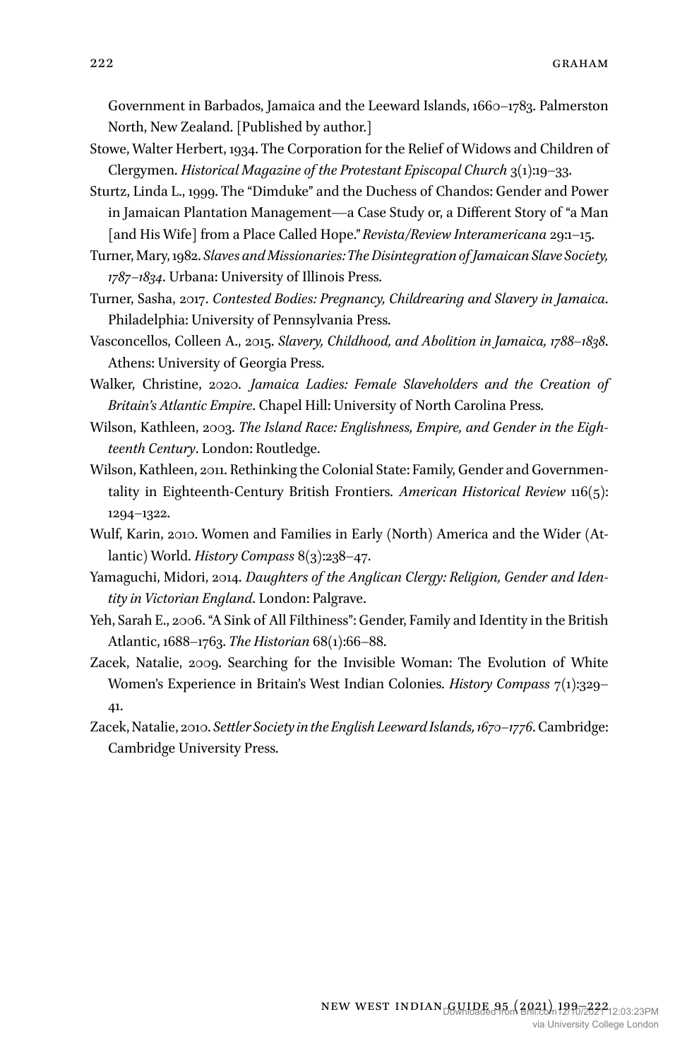Government in Barbados, Jamaica and the Leeward Islands, 1660–1783. Palmerston North, New Zealand. [Published by author.]

Stowe, Walter Herbert, 1934. The Corporation for the Relief of Widows and Children of Clergymen. *Historical Magazine of the Protestant Episcopal Church* 3(1):19–33.

Sturtz, Linda L., 1999. The "Dimduke" and the Duchess of Chandos: Gender and Power in Jamaican Plantation Management—a Case Study or, a Different Story of "a Man [and His Wife] from a Place Called Hope." *Revista/Review Interamericana* 29:1–15.

Turner, Mary, 1982. *Slaves and Missionaries: The Disintegration of Jamaican Slave Society, 1787–1834*. Urbana: University of Illinois Press.

Turner, Sasha, 2017. *Contested Bodies: Pregnancy, Childrearing and Slavery in Jamaica*. Philadelphia: University of Pennsylvania Press.

Vasconcellos, Colleen A., 2015. *Slavery, Childhood, and Abolition in Jamaica, 1788–1838*. Athens: University of Georgia Press.

Walker, Christine, 2020. *Jamaica Ladies: Female Slaveholders and the Creation of Britain's Atlantic Empire*. Chapel Hill: University of North Carolina Press.

Wilson, Kathleen, 2003. *The Island Race: Englishness, Empire, and Gender in the Eighteenth Century*. London: Routledge.

Wilson, Kathleen, 2011. Rethinking the Colonial State: Family, Gender and Governmentality in Eighteenth-Century British Frontiers. *American Historical Review* 116(5): 1294–1322.

Wulf, Karin, 2010. Women and Families in Early (North) America and the Wider (Atlantic) World. *History Compass* 8(3):238–47.

Yamaguchi, Midori, 2014. *Daughters of the Anglican Clergy: Religion, Gender and Identity in Victorian England*. London: Palgrave.

Yeh, Sarah E., 2006. "A Sink of All Filthiness": Gender, Family and Identity in the British Atlantic, 1688–1763. *The Historian* 68(1):66–88.

Zacek, Natalie, 2009. Searching for the Invisible Woman: The Evolution of White Women's Experience in Britain's West Indian Colonies. *History Compass* 7(1):329–41.

Zacek, Natalie, 2010. *Settler Society in the English Leeward Islands, 1670–1776*. Cambridge: Cambridge University Press.